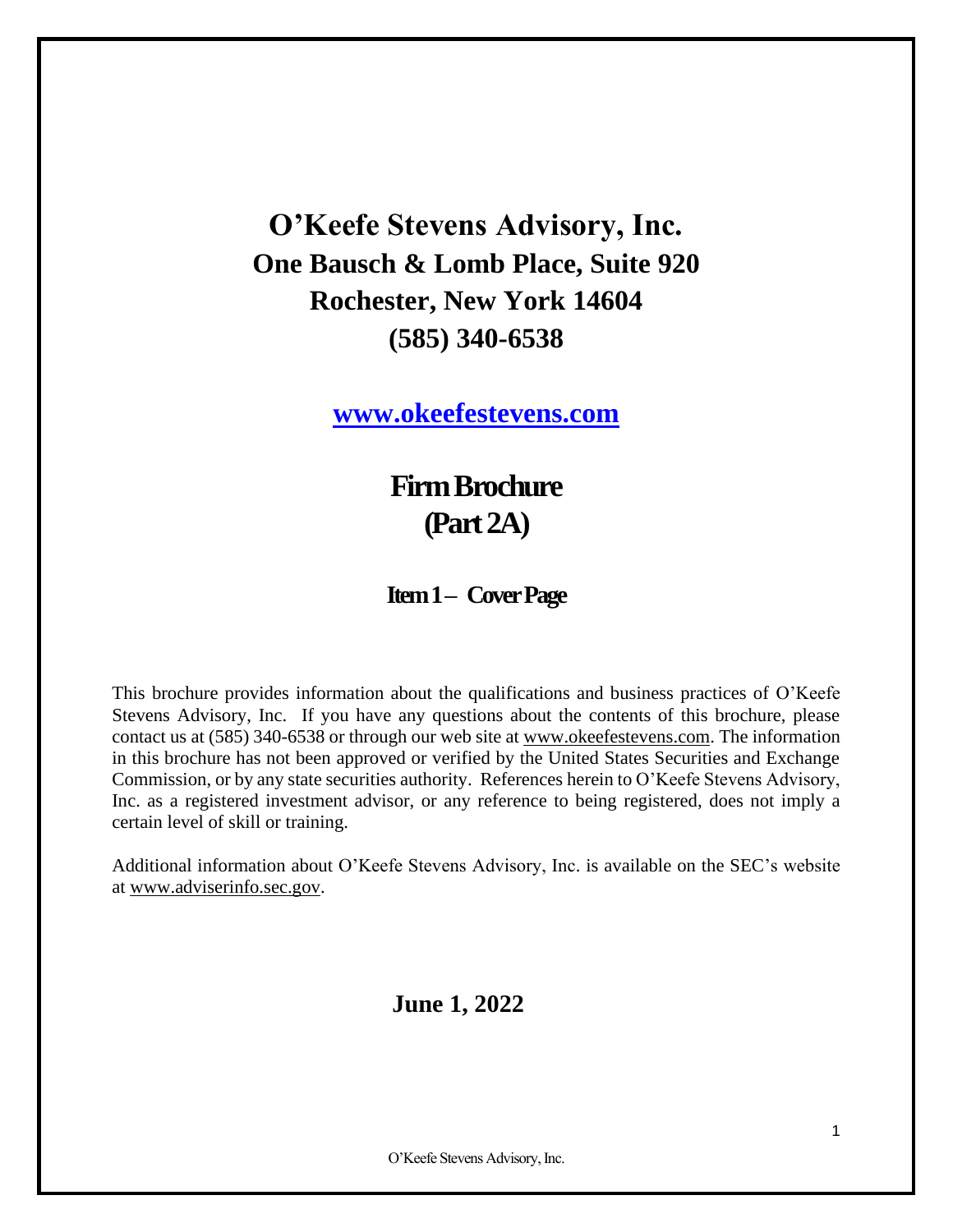# O'Keefe Stevens Advisory, Inc.

## One Bausch & Lomb Place, Suite 920

## Rochester, New York 14604

## (585) 340-6538

**www.okeefestevens.com**

# Firm Brochure (Part 2A)

## Item 1 – Cover Page

This brochure provides information about the qualifications and business practices of O'Keefe Stevens Advisory, Inc. If you have any questions about the contents of this brochure, please contact us at (585) 340-6538 or through our web site at www.okeefestevens.com. The information in this brochure has not been approved or verified by the United States Securities and Exchange Commission, or by any state securities authority. References herein to O'Keefe Stevens Advisory, Inc. as a registered investment advisor, or any reference to being registered, does not imply a certain level of skill or training.

Additional information about O'Keefe Stevens Advisory, Inc. is available on the SEC's website at www.adviserinfo.sec.gov.

**June 1, 2022**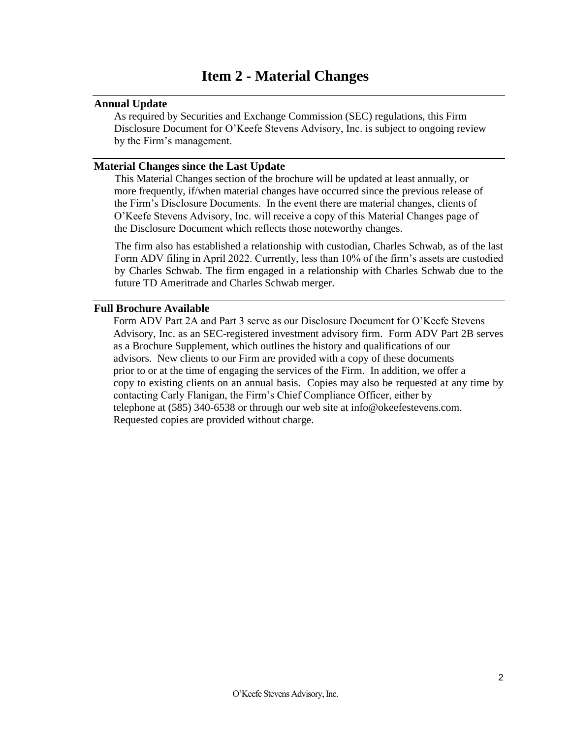# Item 2 - Material Changes

## Annual Update

As required by Securities and Exchange Commission (SEC) regulations, this Firm Disclosure Document for O'Keefe Stevens Advisory, Inc. is subject to ongoing review by the Firm's management.

## Material Changes since the Last Update

This Material Changes section of the brochure will be updated at least annually, or more frequently, if/when material changes have occurred since the previous release of the Firm's Disclosure Documents. In the event there are material changes, clients of O'Keefe Stevens Advisory, Inc. will receive a copy of this Material Changes page of the Disclosure Document which reflects those noteworthy changes.

The firm also has established a relationship with custodian, Charles Schwab, as of the last Form ADV filing in April 2022. Currently, less than 10% of the firm's assets are custodied by Charles Schwab. The firm engaged in a relationship with Charles Schwab due to the future TD Ameritrade and Charles Schwab merger.

## Full Brochure Available

Form ADV Part 2A and Part 3 serve as our Disclosure Document for O'Keefe Stevens Advisory, Inc. as an SEC-registered investment advisory firm. Form ADV Part 2B serves as a Brochure Supplement, which outlines the history and qualifications of our advisors. New clients to our Firm are provided with a copy of these documents prior to or at the time of engaging the services of the Firm. In addition, we offer a copy to existing clients on an annual basis. Copies may also be requested at any time by contacting Carly Flanigan, the Firm's Chief Compliance Officer, either by telephone at (585) 340-6538 or through our web site at info@okeefestevens.com. Requested copies are provided without charge.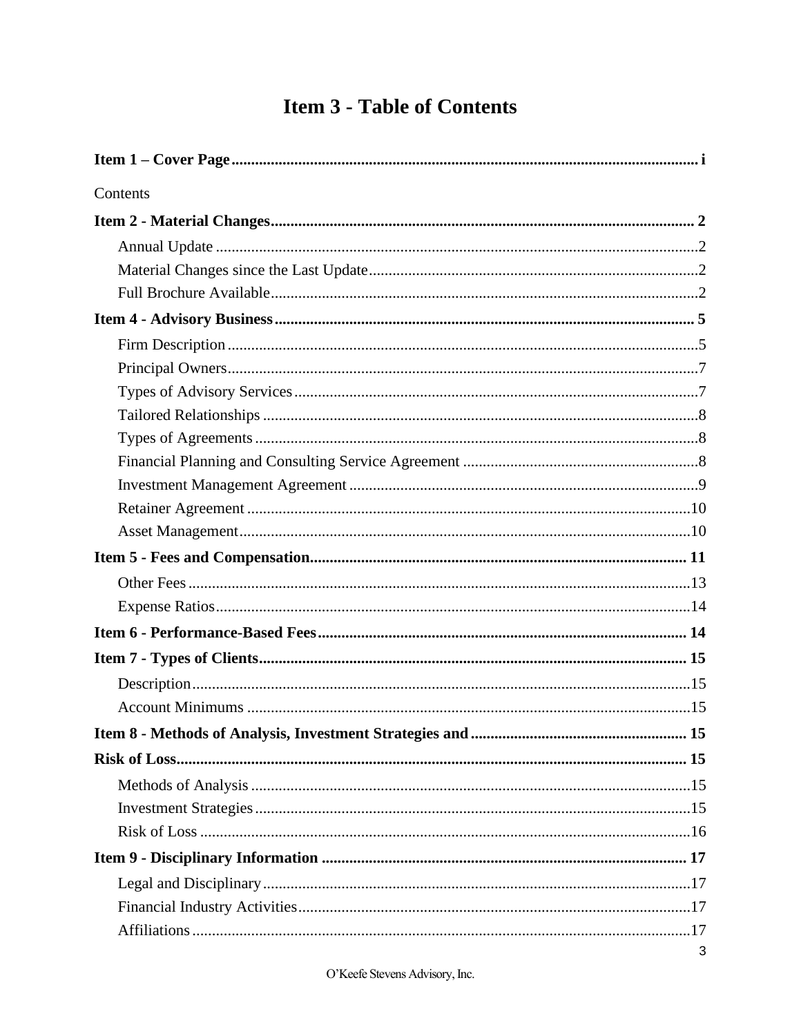# Item 3 - Table of Contents

**Item 1 – Cover Page** .......... i

Contents

**Item 2 - Material Changes** .......... 2

- Annual Update .......... 2
- Material Changes since the Last Update .......... 2
- Full Brochure Available .......... 2

**Item 4 - Advisory Business** .......... 5

- Firm Description .......... 5
- Principal Owners .......... 7
- Types of Advisory Services .......... 7
- Tailored Relationships .......... 8
- Types of Agreements .......... 8
- Financial Planning and Consulting Service Agreement .......... 8
- Investment Management Agreement .......... 9
- Retainer Agreement .......... 10
- Asset Management .......... 10

**Item 5 - Fees and Compensation** .......... 11

- Other Fees .......... 13
- Expense Ratios .......... 14

**Item 6 - Performance-Based Fees** .......... 14

**Item 7 - Types of Clients** .......... 15

- Description .......... 15
- Account Minimums .......... 15

**Item 8 - Methods of Analysis, Investment Strategies and** .......... 15

**Risk of Loss** .......... 15

- Methods of Analysis .......... 15
- Investment Strategies .......... 15
- Risk of Loss .......... 16

**Item 9 - Disciplinary Information** .......... 17

- Legal and Disciplinary .......... 17
- Financial Industry Activities .......... 17
- Affiliations .......... 17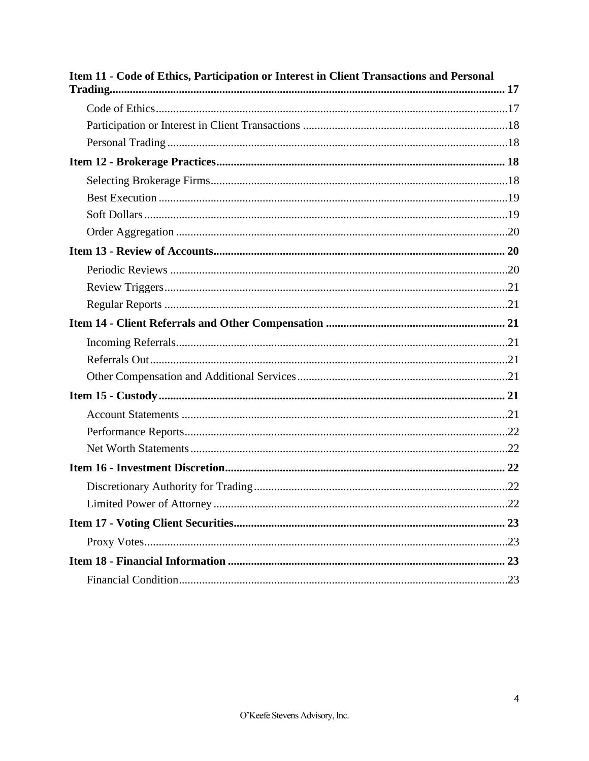**Item 11 - Code of Ethics, Participation or Interest in Client Transactions and Personal Trading** .......... 17

- Code of Ethics .......... 17
- Participation or Interest in Client Transactions .......... 18
- Personal Trading .......... 18

**Item 12 - Brokerage Practices** .......... 18

- Selecting Brokerage Firms .......... 18
- Best Execution .......... 19
- Soft Dollars .......... 19
- Order Aggregation .......... 20

**Item 13 - Review of Accounts** .......... 20

- Periodic Reviews .......... 20
- Review Triggers .......... 21
- Regular Reports .......... 21

**Item 14 - Client Referrals and Other Compensation** .......... 21

- Incoming Referrals .......... 21
- Referrals Out .......... 21
- Other Compensation and Additional Services .......... 21

**Item 15 - Custody** .......... 21

- Account Statements .......... 21
- Performance Reports .......... 22
- Net Worth Statements .......... 22

**Item 16 - Investment Discretion** .......... 22

- Discretionary Authority for Trading .......... 22
- Limited Power of Attorney .......... 22

**Item 17 - Voting Client Securities** .......... 23

- Proxy Votes .......... 23

**Item 18 - Financial Information** .......... 23

- Financial Condition .......... 23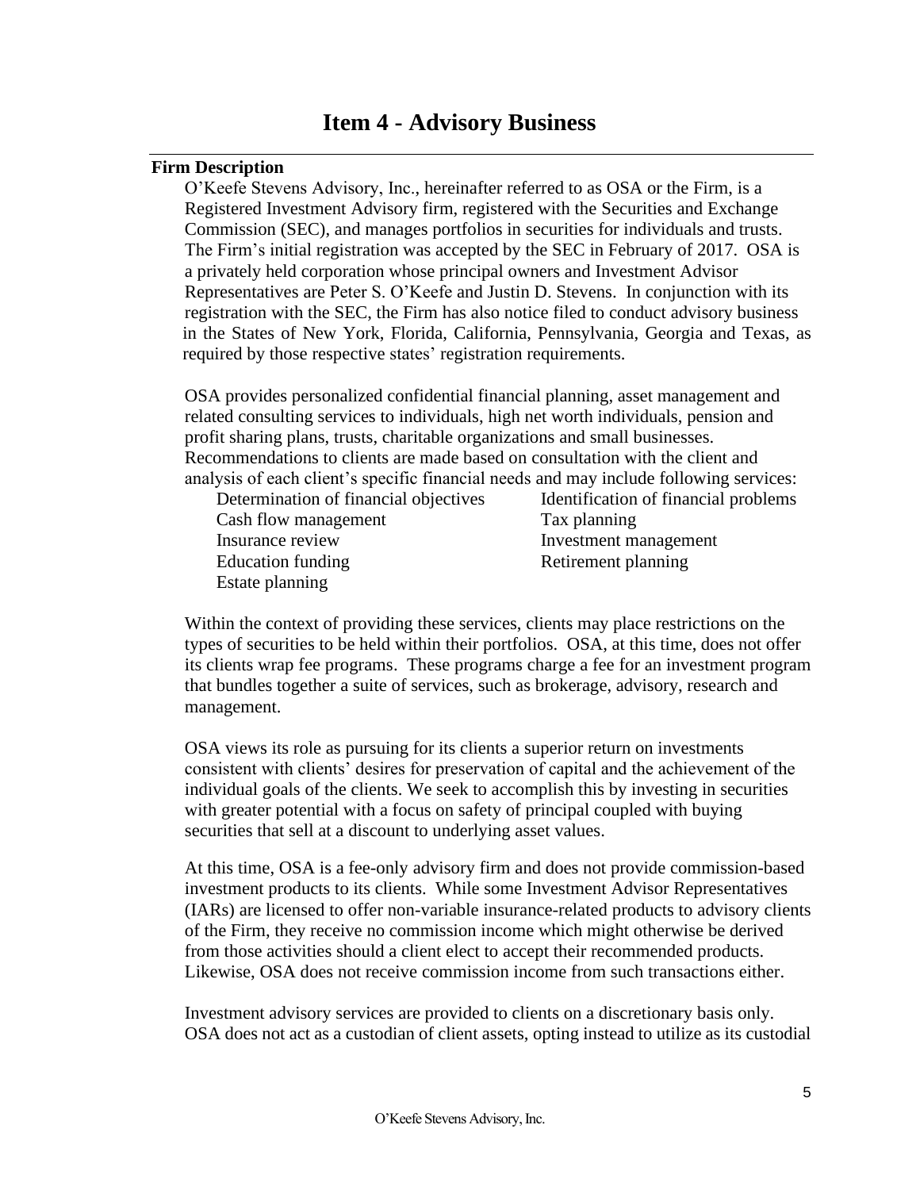# Item 4 - Advisory Business

**Firm Description**

O'Keefe Stevens Advisory, Inc., hereinafter referred to as OSA or the Firm, is a Registered Investment Advisory firm, registered with the Securities and Exchange Commission (SEC), and manages portfolios in securities for individuals and trusts. The Firm's initial registration was accepted by the SEC in February of 2017. OSA is a privately held corporation whose principal owners and Investment Advisor Representatives are Peter S. O'Keefe and Justin D. Stevens. In conjunction with its registration with the SEC, the Firm has also notice filed to conduct advisory business in the States of New York, Florida, California, Pennsylvania, Georgia and Texas, as required by those respective states' registration requirements.

OSA provides personalized confidential financial planning, asset management and related consulting services to individuals, high net worth individuals, pension and profit sharing plans, trusts, charitable organizations and small businesses. Recommendations to clients are made based on consultation with the client and analysis of each client's specific financial needs and may include following services:

- Determination of financial objectives
- Identification of financial problems
- Cash flow management
- Tax planning
- Insurance review
- Investment management
- Education funding
- Retirement planning
- Estate planning

Within the context of providing these services, clients may place restrictions on the types of securities to be held within their portfolios. OSA, at this time, does not offer its clients wrap fee programs. These programs charge a fee for an investment program that bundles together a suite of services, such as brokerage, advisory, research and management.

OSA views its role as pursuing for its clients a superior return on investments consistent with clients' desires for preservation of capital and the achievement of the individual goals of the clients. We seek to accomplish this by investing in securities with greater potential with a focus on safety of principal coupled with buying securities that sell at a discount to underlying asset values.

At this time, OSA is a fee-only advisory firm and does not provide commission-based investment products to its clients. While some Investment Advisor Representatives (IARs) are licensed to offer non-variable insurance-related products to advisory clients of the Firm, they receive no commission income which might otherwise be derived from those activities should a client elect to accept their recommended products. Likewise, OSA does not receive commission income from such transactions either.

Investment advisory services are provided to clients on a discretionary basis only. OSA does not act as a custodian of client assets, opting instead to utilize as its custodial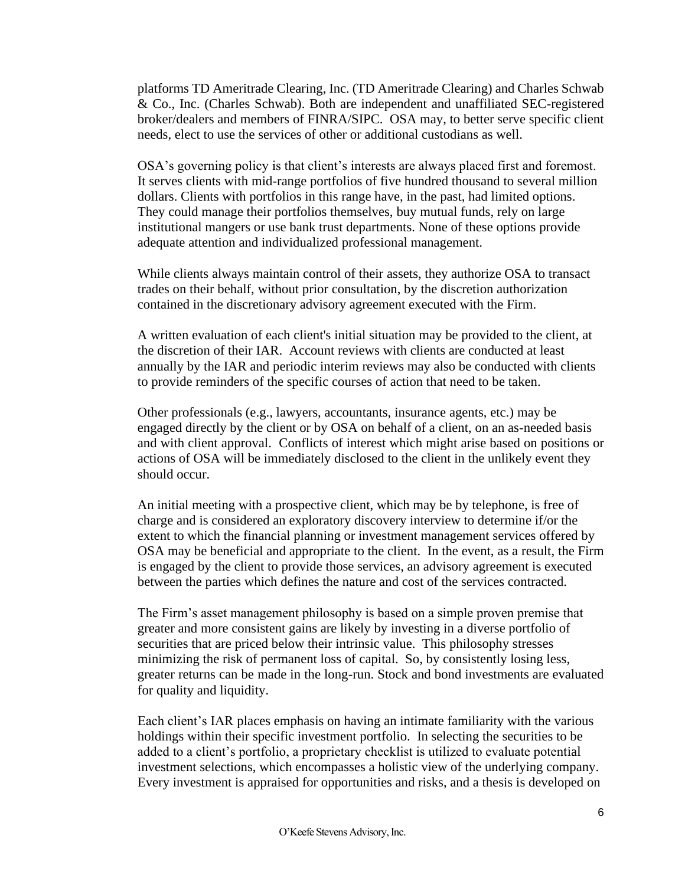platforms TD Ameritrade Clearing, Inc. (TD Ameritrade Clearing) and Charles Schwab & Co., Inc. (Charles Schwab). Both are independent and unaffiliated SEC-registered broker/dealers and members of FINRA/SIPC. OSA may, to better serve specific client needs, elect to use the services of other or additional custodians as well.

OSA's governing policy is that client's interests are always placed first and foremost. It serves clients with mid-range portfolios of five hundred thousand to several million dollars. Clients with portfolios in this range have, in the past, had limited options. They could manage their portfolios themselves, buy mutual funds, rely on large institutional mangers or use bank trust departments. None of these options provide adequate attention and individualized professional management.

While clients always maintain control of their assets, they authorize OSA to transact trades on their behalf, without prior consultation, by the discretion authorization contained in the discretionary advisory agreement executed with the Firm.

A written evaluation of each client's initial situation may be provided to the client, at the discretion of their IAR. Account reviews with clients are conducted at least annually by the IAR and periodic interim reviews may also be conducted with clients to provide reminders of the specific courses of action that need to be taken.

Other professionals (e.g., lawyers, accountants, insurance agents, etc.) may be engaged directly by the client or by OSA on behalf of a client, on an as-needed basis and with client approval. Conflicts of interest which might arise based on positions or actions of OSA will be immediately disclosed to the client in the unlikely event they should occur.

An initial meeting with a prospective client, which may be by telephone, is free of charge and is considered an exploratory discovery interview to determine if/or the extent to which the financial planning or investment management services offered by OSA may be beneficial and appropriate to the client. In the event, as a result, the Firm is engaged by the client to provide those services, an advisory agreement is executed between the parties which defines the nature and cost of the services contracted.

The Firm's asset management philosophy is based on a simple proven premise that greater and more consistent gains are likely by investing in a diverse portfolio of securities that are priced below their intrinsic value. This philosophy stresses minimizing the risk of permanent loss of capital. So, by consistently losing less, greater returns can be made in the long-run. Stock and bond investments are evaluated for quality and liquidity.

Each client's IAR places emphasis on having an intimate familiarity with the various holdings within their specific investment portfolio. In selecting the securities to be added to a client's portfolio, a proprietary checklist is utilized to evaluate potential investment selections, which encompasses a holistic view of the underlying company. Every investment is appraised for opportunities and risks, and a thesis is developed on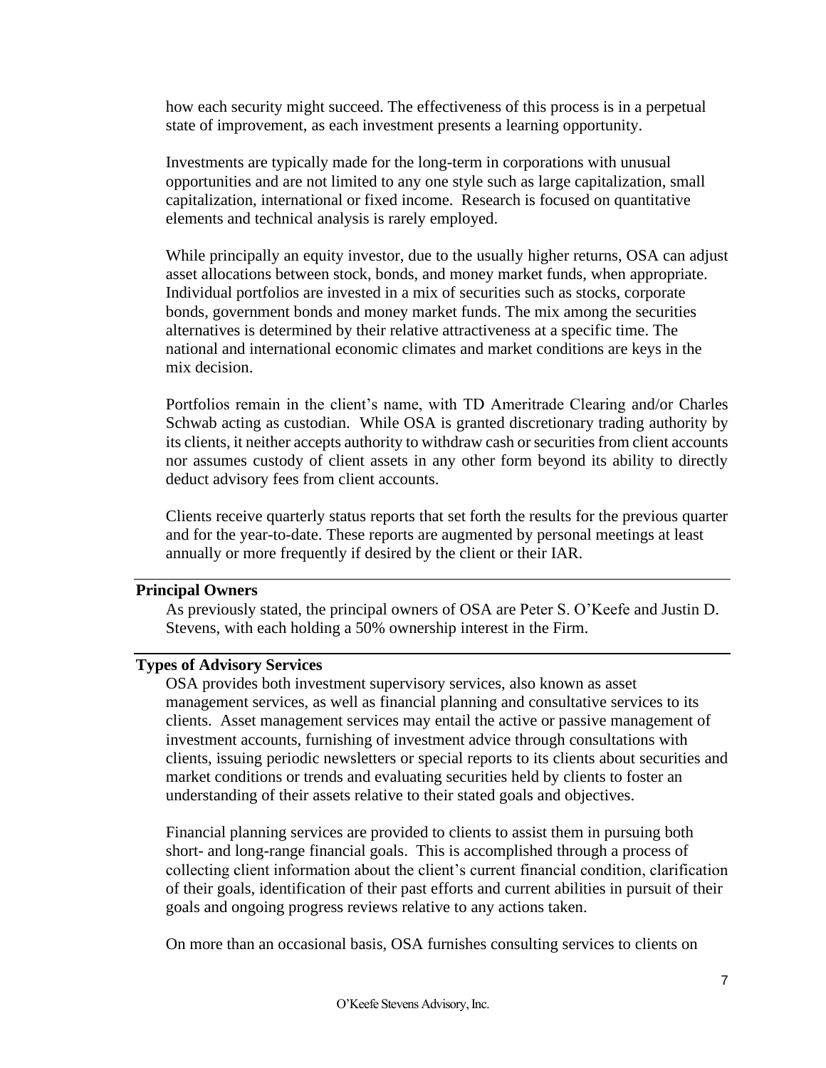how each security might succeed. The effectiveness of this process is in a perpetual state of improvement, as each investment presents a learning opportunity.

Investments are typically made for the long-term in corporations with unusual opportunities and are not limited to any one style such as large capitalization, small capitalization, international or fixed income. Research is focused on quantitative elements and technical analysis is rarely employed.

While principally an equity investor, due to the usually higher returns, OSA can adjust asset allocations between stock, bonds, and money market funds, when appropriate. Individual portfolios are invested in a mix of securities such as stocks, corporate bonds, government bonds and money market funds. The mix among the securities alternatives is determined by their relative attractiveness at a specific time. The national and international economic climates and market conditions are keys in the mix decision.

Portfolios remain in the client's name, with TD Ameritrade Clearing and/or Charles Schwab acting as custodian. While OSA is granted discretionary trading authority by its clients, it neither accepts authority to withdraw cash or securities from client accounts nor assumes custody of client assets in any other form beyond its ability to directly deduct advisory fees from client accounts.

Clients receive quarterly status reports that set forth the results for the previous quarter and for the year-to-date. These reports are augmented by personal meetings at least annually or more frequently if desired by the client or their IAR.

## Principal Owners

As previously stated, the principal owners of OSA are Peter S. O'Keefe and Justin D. Stevens, with each holding a 50% ownership interest in the Firm.

## Types of Advisory Services

OSA provides both investment supervisory services, also known as asset management services, as well as financial planning and consultative services to its clients. Asset management services may entail the active or passive management of investment accounts, furnishing of investment advice through consultations with clients, issuing periodic newsletters or special reports to its clients about securities and market conditions or trends and evaluating securities held by clients to foster an understanding of their assets relative to their stated goals and objectives.

Financial planning services are provided to clients to assist them in pursuing both short- and long-range financial goals. This is accomplished through a process of collecting client information about the client's current financial condition, clarification of their goals, identification of their past efforts and current abilities in pursuit of their goals and ongoing progress reviews relative to any actions taken.

On more than an occasional basis, OSA furnishes consulting services to clients on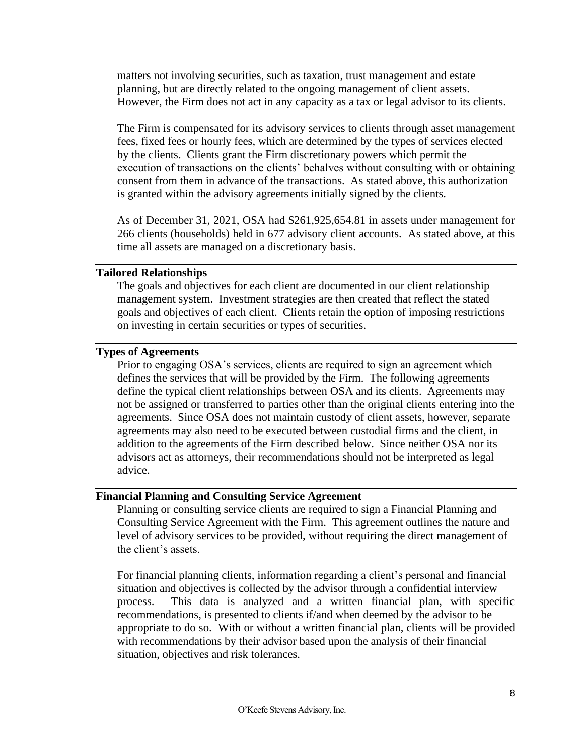matters not involving securities, such as taxation, trust management and estate planning, but are directly related to the ongoing management of client assets. However, the Firm does not act in any capacity as a tax or legal advisor to its clients.

The Firm is compensated for its advisory services to clients through asset management fees, fixed fees or hourly fees, which are determined by the types of services elected by the clients. Clients grant the Firm discretionary powers which permit the execution of transactions on the clients' behalves without consulting with or obtaining consent from them in advance of the transactions. As stated above, this authorization is granted within the advisory agreements initially signed by the clients.

As of December 31, 2021, OSA had $261,925,654.81 in assets under management for 266 clients (households) held in 677 advisory client accounts. As stated above, at this time all assets are managed on a discretionary basis.

## Tailored Relationships

The goals and objectives for each client are documented in our client relationship management system. Investment strategies are then created that reflect the stated goals and objectives of each client. Clients retain the option of imposing restrictions on investing in certain securities or types of securities.

## Types of Agreements

Prior to engaging OSA's services, clients are required to sign an agreement which defines the services that will be provided by the Firm. The following agreements define the typical client relationships between OSA and its clients. Agreements may not be assigned or transferred to parties other than the original clients entering into the agreements. Since OSA does not maintain custody of client assets, however, separate agreements may also need to be executed between custodial firms and the client, in addition to the agreements of the Firm described below. Since neither OSA nor its advisors act as attorneys, their recommendations should not be interpreted as legal advice.

## Financial Planning and Consulting Service Agreement

Planning or consulting service clients are required to sign a Financial Planning and Consulting Service Agreement with the Firm. This agreement outlines the nature and level of advisory services to be provided, without requiring the direct management of the client's assets.

For financial planning clients, information regarding a client's personal and financial situation and objectives is collected by the advisor through a confidential interview process. This data is analyzed and a written financial plan, with specific recommendations, is presented to clients if/and when deemed by the advisor to be appropriate to do so. With or without a written financial plan, clients will be provided with recommendations by their advisor based upon the analysis of their financial situation, objectives and risk tolerances.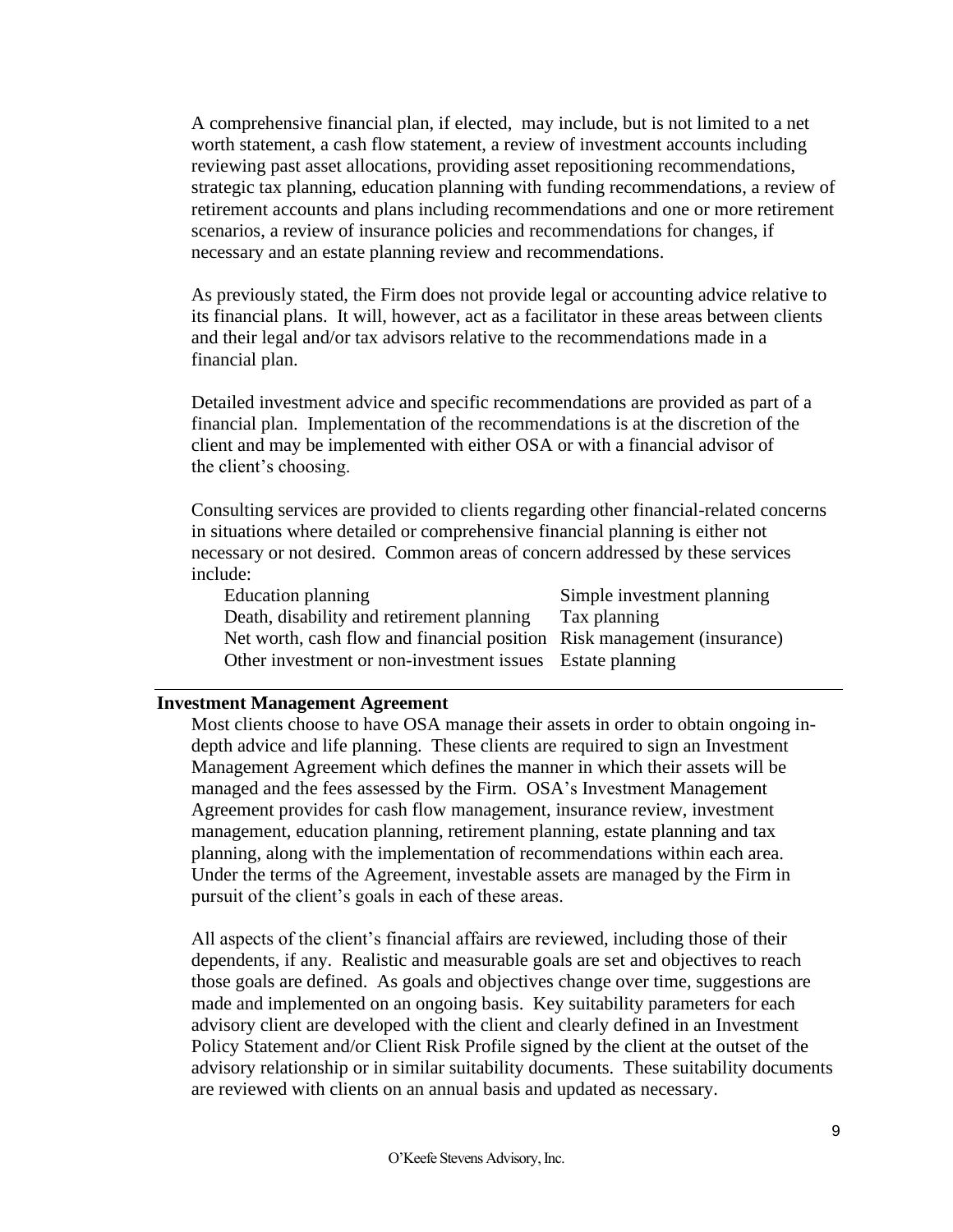A comprehensive financial plan, if elected, may include, but is not limited to a net worth statement, a cash flow statement, a review of investment accounts including reviewing past asset allocations, providing asset repositioning recommendations, strategic tax planning, education planning with funding recommendations, a review of retirement accounts and plans including recommendations and one or more retirement scenarios, a review of insurance policies and recommendations for changes, if necessary and an estate planning review and recommendations.

As previously stated, the Firm does not provide legal or accounting advice relative to its financial plans. It will, however, act as a facilitator in these areas between clients and their legal and/or tax advisors relative to the recommendations made in a financial plan.

Detailed investment advice and specific recommendations are provided as part of a financial plan. Implementation of the recommendations is at the discretion of the client and may be implemented with either OSA or with a financial advisor of the client's choosing.

Consulting services are provided to clients regarding other financial-related concerns in situations where detailed or comprehensive financial planning is either not necessary or not desired. Common areas of concern addressed by these services include:

- Education planning
- Death, disability and retirement planning
- Net worth, cash flow and financial position
- Other investment or non-investment issues
- Simple investment planning
- Tax planning
- Risk management (insurance)
- Estate planning

**Investment Management Agreement**

Most clients choose to have OSA manage their assets in order to obtain ongoing in-depth advice and life planning. These clients are required to sign an Investment Management Agreement which defines the manner in which their assets will be managed and the fees assessed by the Firm. OSA's Investment Management Agreement provides for cash flow management, insurance review, investment management, education planning, retirement planning, estate planning and tax planning, along with the implementation of recommendations within each area. Under the terms of the Agreement, investable assets are managed by the Firm in pursuit of the client's goals in each of these areas.

All aspects of the client's financial affairs are reviewed, including those of their dependents, if any. Realistic and measurable goals are set and objectives to reach those goals are defined. As goals and objectives change over time, suggestions are made and implemented on an ongoing basis. Key suitability parameters for each advisory client are developed with the client and clearly defined in an Investment Policy Statement and/or Client Risk Profile signed by the client at the outset of the advisory relationship or in similar suitability documents. These suitability documents are reviewed with clients on an annual basis and updated as necessary.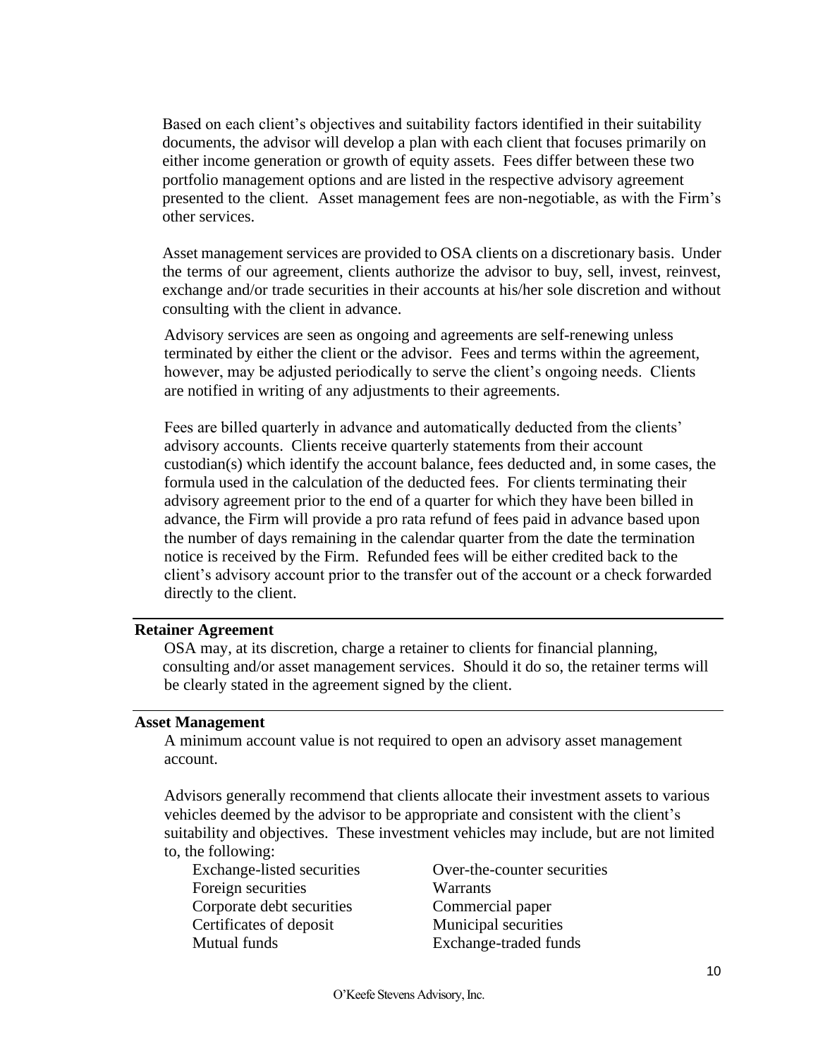Based on each client's objectives and suitability factors identified in their suitability documents, the advisor will develop a plan with each client that focuses primarily on either income generation or growth of equity assets. Fees differ between these two portfolio management options and are listed in the respective advisory agreement presented to the client. Asset management fees are non-negotiable, as with the Firm's other services.

Asset management services are provided to OSA clients on a discretionary basis. Under the terms of our agreement, clients authorize the advisor to buy, sell, invest, reinvest, exchange and/or trade securities in their accounts at his/her sole discretion and without consulting with the client in advance.

Advisory services are seen as ongoing and agreements are self-renewing unless terminated by either the client or the advisor. Fees and terms within the agreement, however, may be adjusted periodically to serve the client's ongoing needs. Clients are notified in writing of any adjustments to their agreements.

Fees are billed quarterly in advance and automatically deducted from the clients' advisory accounts. Clients receive quarterly statements from their account custodian(s) which identify the account balance, fees deducted and, in some cases, the formula used in the calculation of the deducted fees. For clients terminating their advisory agreement prior to the end of a quarter for which they have been billed in advance, the Firm will provide a pro rata refund of fees paid in advance based upon the number of days remaining in the calendar quarter from the date the termination notice is received by the Firm. Refunded fees will be either credited back to the client's advisory account prior to the transfer out of the account or a check forwarded directly to the client.

## Retainer Agreement

OSA may, at its discretion, charge a retainer to clients for financial planning, consulting and/or asset management services. Should it do so, the retainer terms will be clearly stated in the agreement signed by the client.

## Asset Management

A minimum account value is not required to open an advisory asset management account.

Advisors generally recommend that clients allocate their investment assets to various vehicles deemed by the advisor to be appropriate and consistent with the client's suitability and objectives. These investment vehicles may include, but are not limited to, the following:

- Exchange-listed securities
- Over-the-counter securities
- Foreign securities
- Warrants
- Corporate debt securities
- Commercial paper
- Certificates of deposit
- Municipal securities
- Mutual funds
- Exchange-traded funds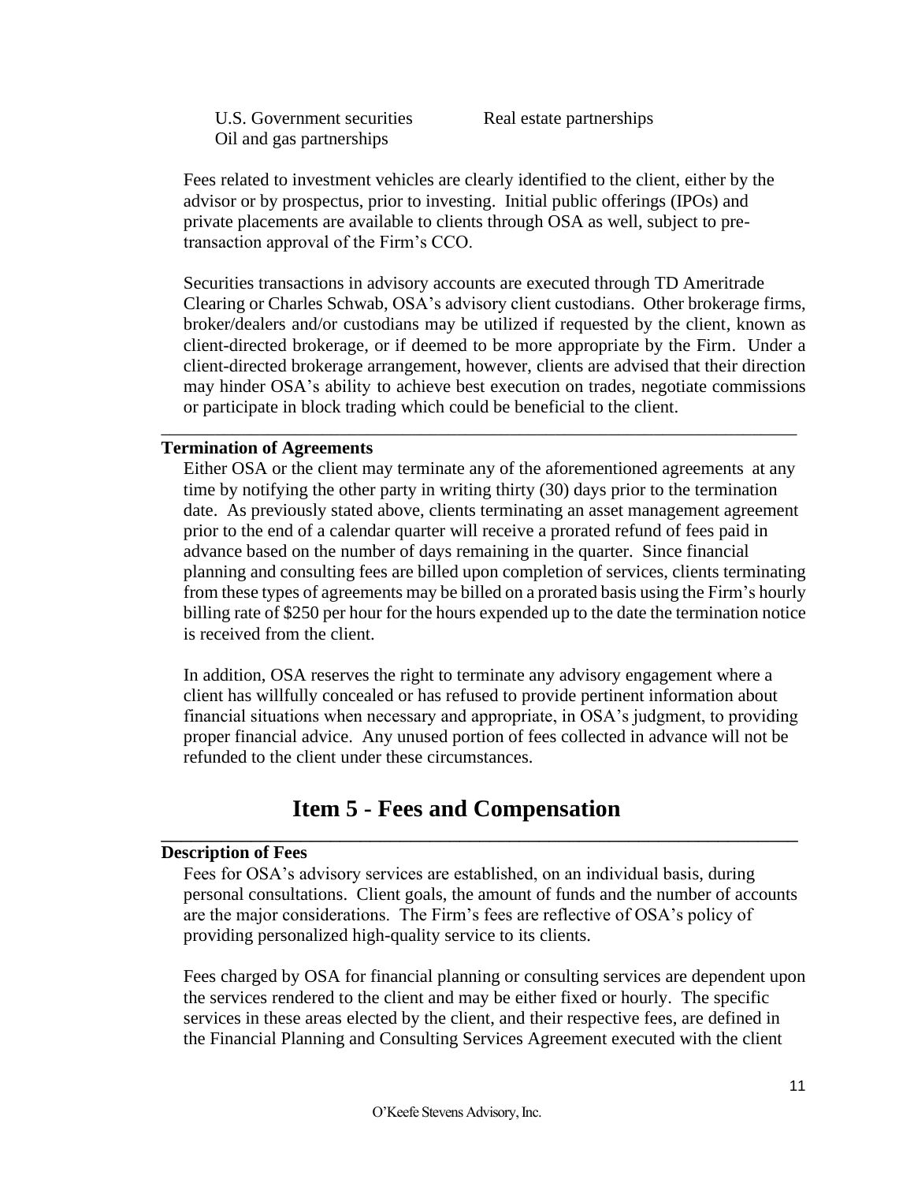U.S. Government securities
Real estate partnerships
Oil and gas partnerships

Fees related to investment vehicles are clearly identified to the client, either by the advisor or by prospectus, prior to investing. Initial public offerings (IPOs) and private placements are available to clients through OSA as well, subject to pre-transaction approval of the Firm's CCO.

Securities transactions in advisory accounts are executed through TD Ameritrade Clearing or Charles Schwab, OSA's advisory client custodians. Other brokerage firms, broker/dealers and/or custodians may be utilized if requested by the client, known as client-directed brokerage, or if deemed to be more appropriate by the Firm. Under a client-directed brokerage arrangement, however, clients are advised that their direction may hinder OSA's ability to achieve best execution on trades, negotiate commissions or participate in block trading which could be beneficial to the client.

**Termination of Agreements**

Either OSA or the client may terminate any of the aforementioned agreements at any time by notifying the other party in writing thirty (30) days prior to the termination date. As previously stated above, clients terminating an asset management agreement prior to the end of a calendar quarter will receive a prorated refund of fees paid in advance based on the number of days remaining in the quarter. Since financial planning and consulting fees are billed upon completion of services, clients terminating from these types of agreements may be billed on a prorated basis using the Firm's hourly billing rate of $250 per hour for the hours expended up to the date the termination notice is received from the client.

In addition, OSA reserves the right to terminate any advisory engagement where a client has willfully concealed or has refused to provide pertinent information about financial situations when necessary and appropriate, in OSA's judgment, to providing proper financial advice. Any unused portion of fees collected in advance will not be refunded to the client under these circumstances.

# Item 5 - Fees and Compensation

**Description of Fees**

Fees for OSA's advisory services are established, on an individual basis, during personal consultations. Client goals, the amount of funds and the number of accounts are the major considerations. The Firm's fees are reflective of OSA's policy of providing personalized high-quality service to its clients.

Fees charged by OSA for financial planning or consulting services are dependent upon the services rendered to the client and may be either fixed or hourly. The specific services in these areas elected by the client, and their respective fees, are defined in the Financial Planning and Consulting Services Agreement executed with the client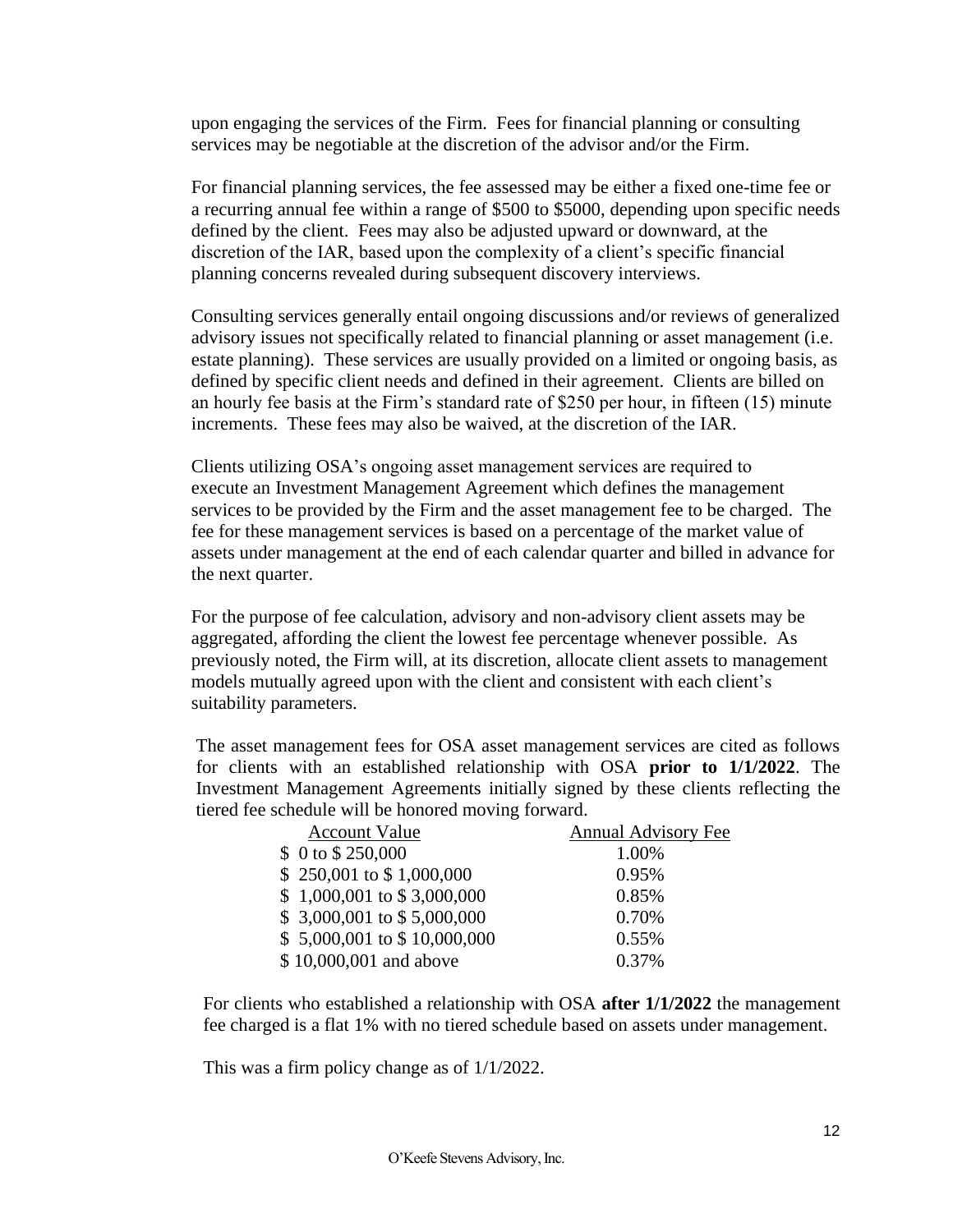upon engaging the services of the Firm. Fees for financial planning or consulting services may be negotiable at the discretion of the advisor and/or the Firm.

For financial planning services, the fee assessed may be either a fixed one-time fee or a recurring annual fee within a range of $500 to $5000, depending upon specific needs defined by the client. Fees may also be adjusted upward or downward, at the discretion of the IAR, based upon the complexity of a client's specific financial planning concerns revealed during subsequent discovery interviews.

Consulting services generally entail ongoing discussions and/or reviews of generalized advisory issues not specifically related to financial planning or asset management (i.e. estate planning). These services are usually provided on a limited or ongoing basis, as defined by specific client needs and defined in their agreement. Clients are billed on an hourly fee basis at the Firm's standard rate of $250 per hour, in fifteen (15) minute increments. These fees may also be waived, at the discretion of the IAR.

Clients utilizing OSA's ongoing asset management services are required to execute an Investment Management Agreement which defines the management services to be provided by the Firm and the asset management fee to be charged. The fee for these management services is based on a percentage of the market value of assets under management at the end of each calendar quarter and billed in advance for the next quarter.

For the purpose of fee calculation, advisory and non-advisory client assets may be aggregated, affording the client the lowest fee percentage whenever possible. As previously noted, the Firm will, at its discretion, allocate client assets to management models mutually agreed upon with the client and consistent with each client's suitability parameters.

The asset management fees for OSA asset management services are cited as follows for clients with an established relationship with OSA **prior to 1/1/2022**. The Investment Management Agreements initially signed by these clients reflecting the tiered fee schedule will be honored moving forward.

| Account Value | Annual Advisory Fee |
|---|---|
| $ 0 to $ 250,000 | 1.00% |
| $ 250,001 to $ 1,000,000 | 0.95% |
| $ 1,000,001 to $ 3,000,000 | 0.85% |
| $ 3,000,001 to $ 5,000,000 | 0.70% |
| $ 5,000,001 to $ 10,000,000 | 0.55% |
| $ 10,000,001 and above | 0.37% |

For clients who established a relationship with OSA **after 1/1/2022** the management fee charged is a flat 1% with no tiered schedule based on assets under management.

This was a firm policy change as of 1/1/2022.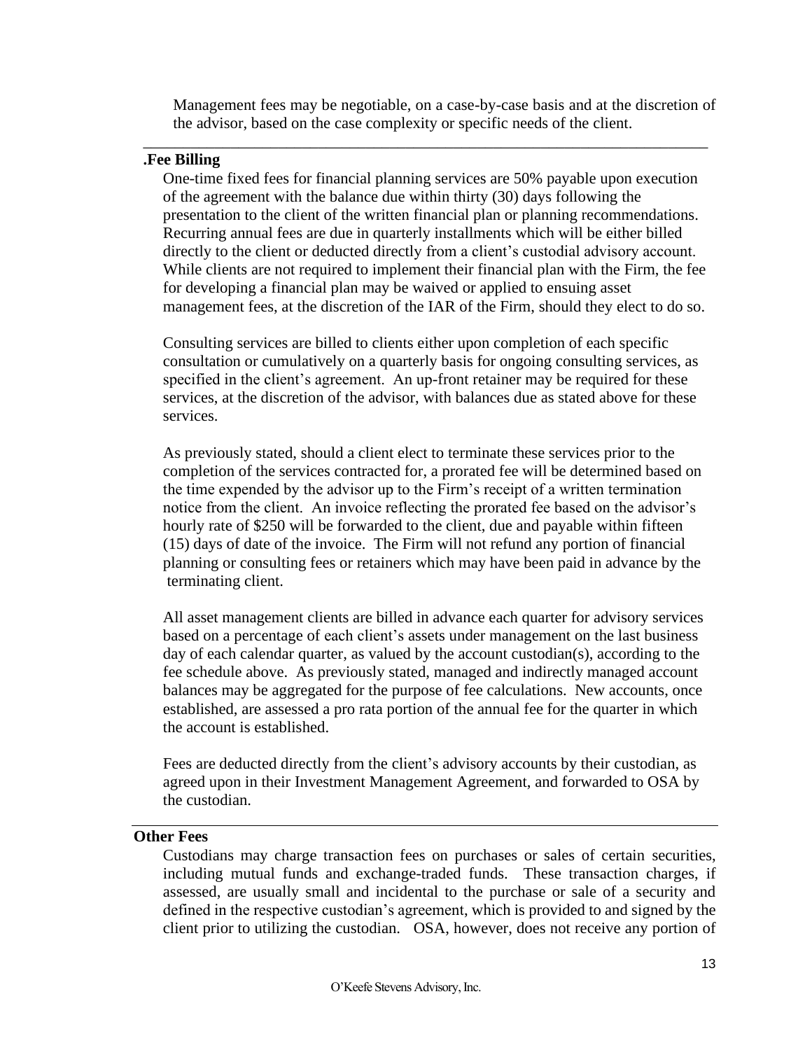Management fees may be negotiable, on a case-by-case basis and at the discretion of the advisor, based on the case complexity or specific needs of the client.

---

**.Fee Billing**

One-time fixed fees for financial planning services are 50% payable upon execution of the agreement with the balance due within thirty (30) days following the presentation to the client of the written financial plan or planning recommendations. Recurring annual fees are due in quarterly installments which will be either billed directly to the client or deducted directly from a client's custodial advisory account. While clients are not required to implement their financial plan with the Firm, the fee for developing a financial plan may be waived or applied to ensuing asset management fees, at the discretion of the IAR of the Firm, should they elect to do so.

Consulting services are billed to clients either upon completion of each specific consultation or cumulatively on a quarterly basis for ongoing consulting services, as specified in the client's agreement. An up-front retainer may be required for these services, at the discretion of the advisor, with balances due as stated above for these services.

As previously stated, should a client elect to terminate these services prior to the completion of the services contracted for, a prorated fee will be determined based on the time expended by the advisor up to the Firm's receipt of a written termination notice from the client. An invoice reflecting the prorated fee based on the advisor's hourly rate of $250 will be forwarded to the client, due and payable within fifteen (15) days of date of the invoice. The Firm will not refund any portion of financial planning or consulting fees or retainers which may have been paid in advance by the terminating client.

All asset management clients are billed in advance each quarter for advisory services based on a percentage of each client's assets under management on the last business day of each calendar quarter, as valued by the account custodian(s), according to the fee schedule above. As previously stated, managed and indirectly managed account balances may be aggregated for the purpose of fee calculations. New accounts, once established, are assessed a pro rata portion of the annual fee for the quarter in which the account is established.

Fees are deducted directly from the client's advisory accounts by their custodian, as agreed upon in their Investment Management Agreement, and forwarded to OSA by the custodian.

---

**Other Fees**

Custodians may charge transaction fees on purchases or sales of certain securities, including mutual funds and exchange-traded funds. These transaction charges, if assessed, are usually small and incidental to the purchase or sale of a security and defined in the respective custodian's agreement, which is provided to and signed by the client prior to utilizing the custodian. OSA, however, does not receive any portion of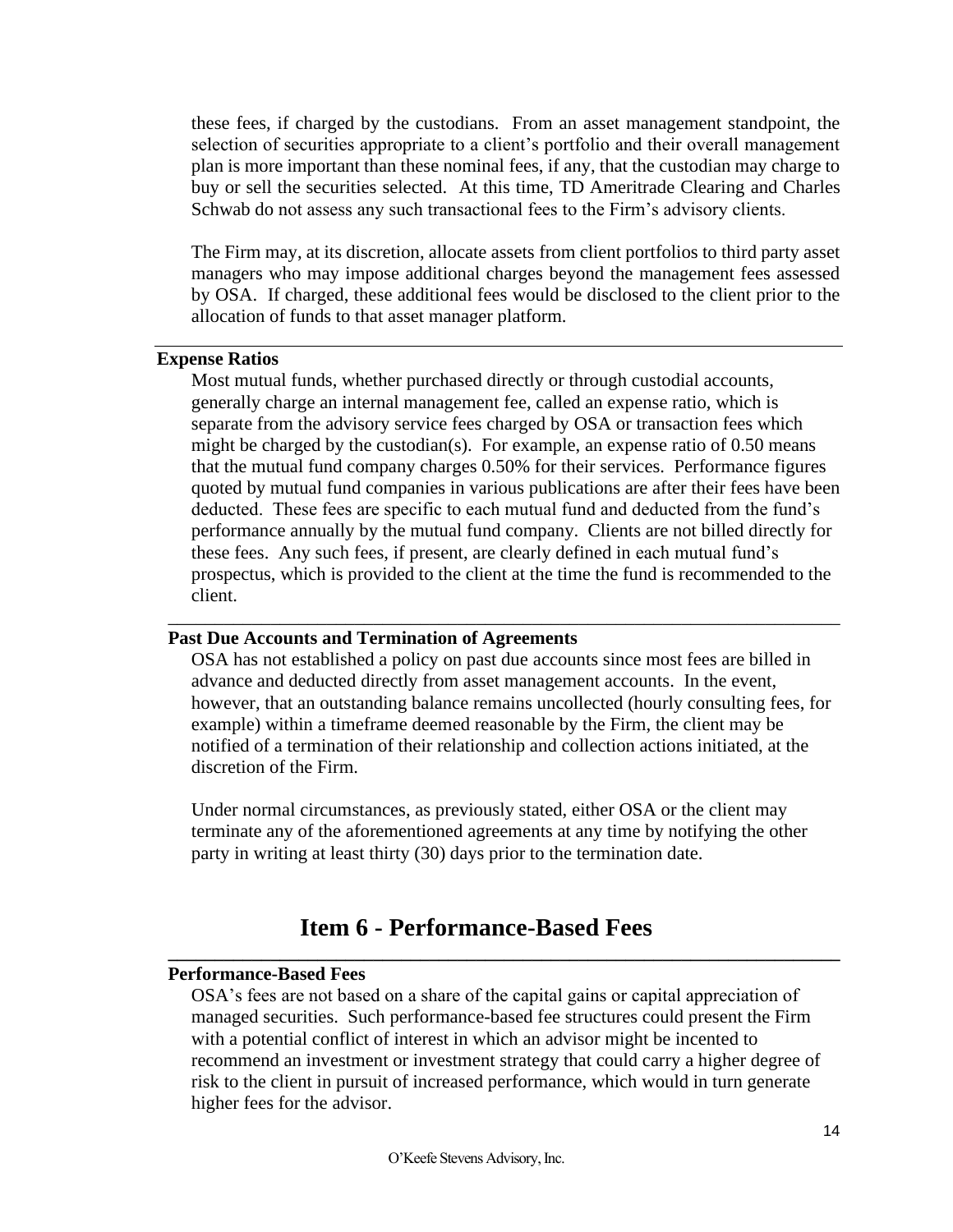these fees, if charged by the custodians. From an asset management standpoint, the selection of securities appropriate to a client's portfolio and their overall management plan is more important than these nominal fees, if any, that the custodian may charge to buy or sell the securities selected. At this time, TD Ameritrade Clearing and Charles Schwab do not assess any such transactional fees to the Firm's advisory clients.

The Firm may, at its discretion, allocate assets from client portfolios to third party asset managers who may impose additional charges beyond the management fees assessed by OSA. If charged, these additional fees would be disclosed to the client prior to the allocation of funds to that asset manager platform.

---

**Expense Ratios**

Most mutual funds, whether purchased directly or through custodial accounts, generally charge an internal management fee, called an expense ratio, which is separate from the advisory service fees charged by OSA or transaction fees which might be charged by the custodian(s). For example, an expense ratio of 0.50 means that the mutual fund company charges 0.50% for their services. Performance figures quoted by mutual fund companies in various publications are after their fees have been deducted. These fees are specific to each mutual fund and deducted from the fund's performance annually by the mutual fund company. Clients are not billed directly for these fees. Any such fees, if present, are clearly defined in each mutual fund's prospectus, which is provided to the client at the time the fund is recommended to the client.

---

**Past Due Accounts and Termination of Agreements**

OSA has not established a policy on past due accounts since most fees are billed in advance and deducted directly from asset management accounts. In the event, however, that an outstanding balance remains uncollected (hourly consulting fees, for example) within a timeframe deemed reasonable by the Firm, the client may be notified of a termination of their relationship and collection actions initiated, at the discretion of the Firm.

Under normal circumstances, as previously stated, either OSA or the client may terminate any of the aforementioned agreements at any time by notifying the other party in writing at least thirty (30) days prior to the termination date.

# Item 6 - Performance-Based Fees

---

**Performance-Based Fees**

OSA's fees are not based on a share of the capital gains or capital appreciation of managed securities. Such performance-based fee structures could present the Firm with a potential conflict of interest in which an advisor might be incented to recommend an investment or investment strategy that could carry a higher degree of risk to the client in pursuit of increased performance, which would in turn generate higher fees for the advisor.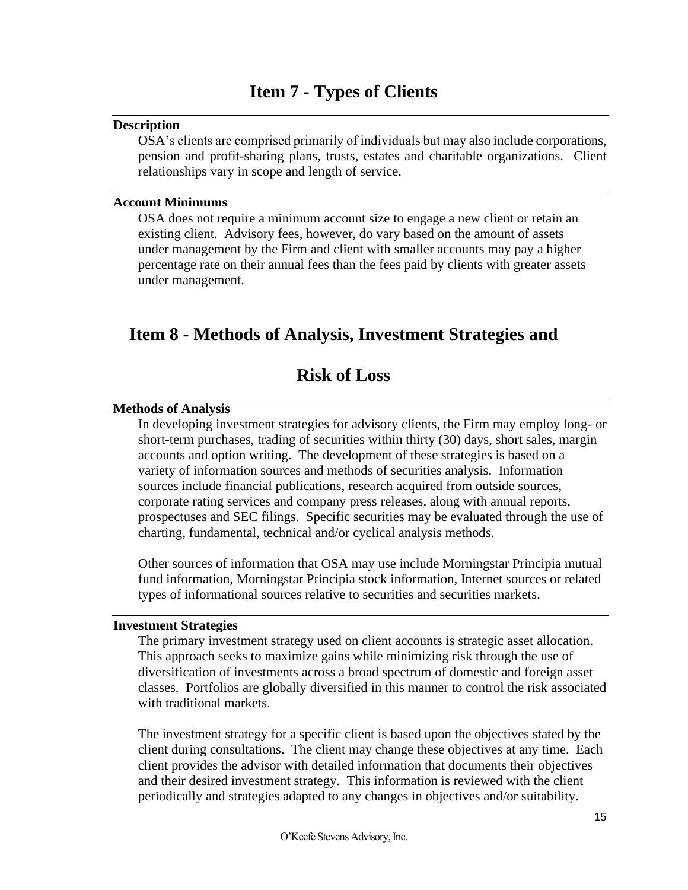# Item 7 - Types of Clients

### Description

OSA's clients are comprised primarily of individuals but may also include corporations, pension and profit-sharing plans, trusts, estates and charitable organizations. Client relationships vary in scope and length of service.

### Account Minimums

OSA does not require a minimum account size to engage a new client or retain an existing client. Advisory fees, however, do vary based on the amount of assets under management by the Firm and client with smaller accounts may pay a higher percentage rate on their annual fees than the fees paid by clients with greater assets under management.

# Item 8 - Methods of Analysis, Investment Strategies and Risk of Loss

### Methods of Analysis

In developing investment strategies for advisory clients, the Firm may employ long- or short-term purchases, trading of securities within thirty (30) days, short sales, margin accounts and option writing. The development of these strategies is based on a variety of information sources and methods of securities analysis. Information sources include financial publications, research acquired from outside sources, corporate rating services and company press releases, along with annual reports, prospectuses and SEC filings. Specific securities may be evaluated through the use of charting, fundamental, technical and/or cyclical analysis methods.

Other sources of information that OSA may use include Morningstar Principia mutual fund information, Morningstar Principia stock information, Internet sources or related types of informational sources relative to securities and securities markets.

### Investment Strategies

The primary investment strategy used on client accounts is strategic asset allocation. This approach seeks to maximize gains while minimizing risk through the use of diversification of investments across a broad spectrum of domestic and foreign asset classes. Portfolios are globally diversified in this manner to control the risk associated with traditional markets.

The investment strategy for a specific client is based upon the objectives stated by the client during consultations. The client may change these objectives at any time. Each client provides the advisor with detailed information that documents their objectives and their desired investment strategy. This information is reviewed with the client periodically and strategies adapted to any changes in objectives and/or suitability.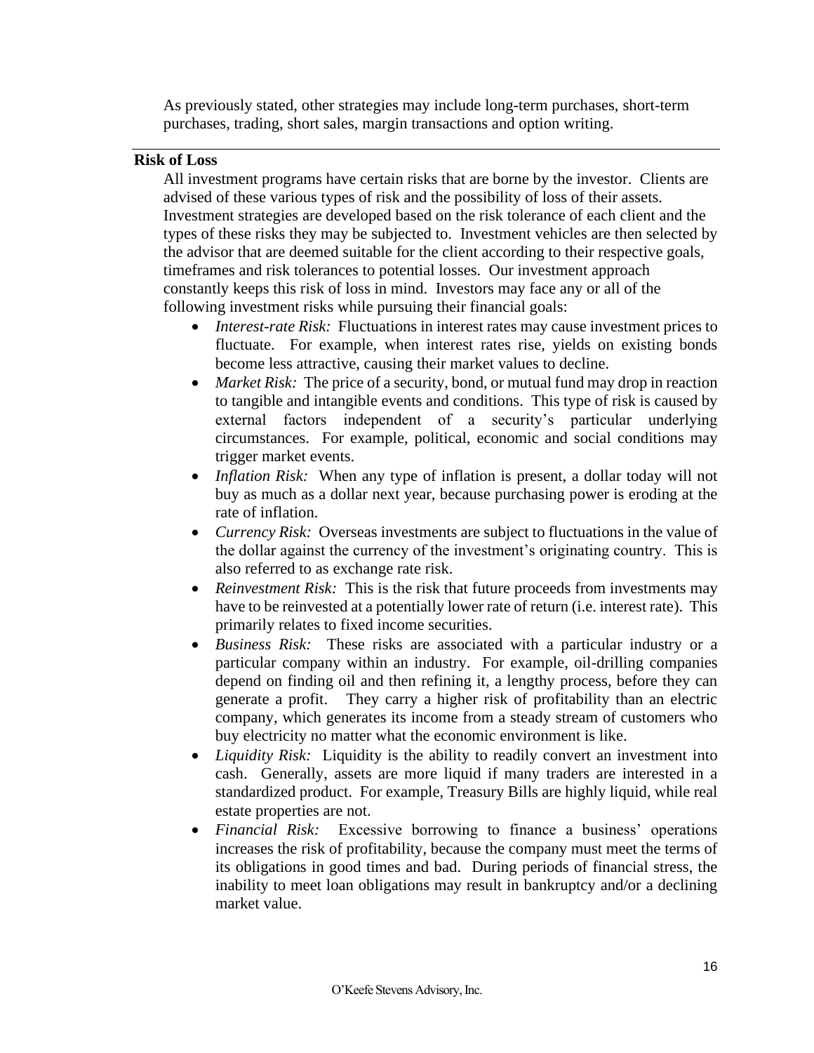As previously stated, other strategies may include long-term purchases, short-term purchases, trading, short sales, margin transactions and option writing.

## Risk of Loss

All investment programs have certain risks that are borne by the investor. Clients are advised of these various types of risk and the possibility of loss of their assets. Investment strategies are developed based on the risk tolerance of each client and the types of these risks they may be subjected to. Investment vehicles are then selected by the advisor that are deemed suitable for the client according to their respective goals, timeframes and risk tolerances to potential losses. Our investment approach constantly keeps this risk of loss in mind. Investors may face any or all of the following investment risks while pursuing their financial goals:

- *Interest-rate Risk:* Fluctuations in interest rates may cause investment prices to fluctuate. For example, when interest rates rise, yields on existing bonds become less attractive, causing their market values to decline.
- *Market Risk:* The price of a security, bond, or mutual fund may drop in reaction to tangible and intangible events and conditions. This type of risk is caused by external factors independent of a security's particular underlying circumstances. For example, political, economic and social conditions may trigger market events.
- *Inflation Risk:* When any type of inflation is present, a dollar today will not buy as much as a dollar next year, because purchasing power is eroding at the rate of inflation.
- *Currency Risk:* Overseas investments are subject to fluctuations in the value of the dollar against the currency of the investment's originating country. This is also referred to as exchange rate risk.
- *Reinvestment Risk:* This is the risk that future proceeds from investments may have to be reinvested at a potentially lower rate of return (i.e. interest rate). This primarily relates to fixed income securities.
- *Business Risk:* These risks are associated with a particular industry or a particular company within an industry. For example, oil-drilling companies depend on finding oil and then refining it, a lengthy process, before they can generate a profit. They carry a higher risk of profitability than an electric company, which generates its income from a steady stream of customers who buy electricity no matter what the economic environment is like.
- *Liquidity Risk:* Liquidity is the ability to readily convert an investment into cash. Generally, assets are more liquid if many traders are interested in a standardized product. For example, Treasury Bills are highly liquid, while real estate properties are not.
- *Financial Risk:* Excessive borrowing to finance a business' operations increases the risk of profitability, because the company must meet the terms of its obligations in good times and bad. During periods of financial stress, the inability to meet loan obligations may result in bankruptcy and/or a declining market value.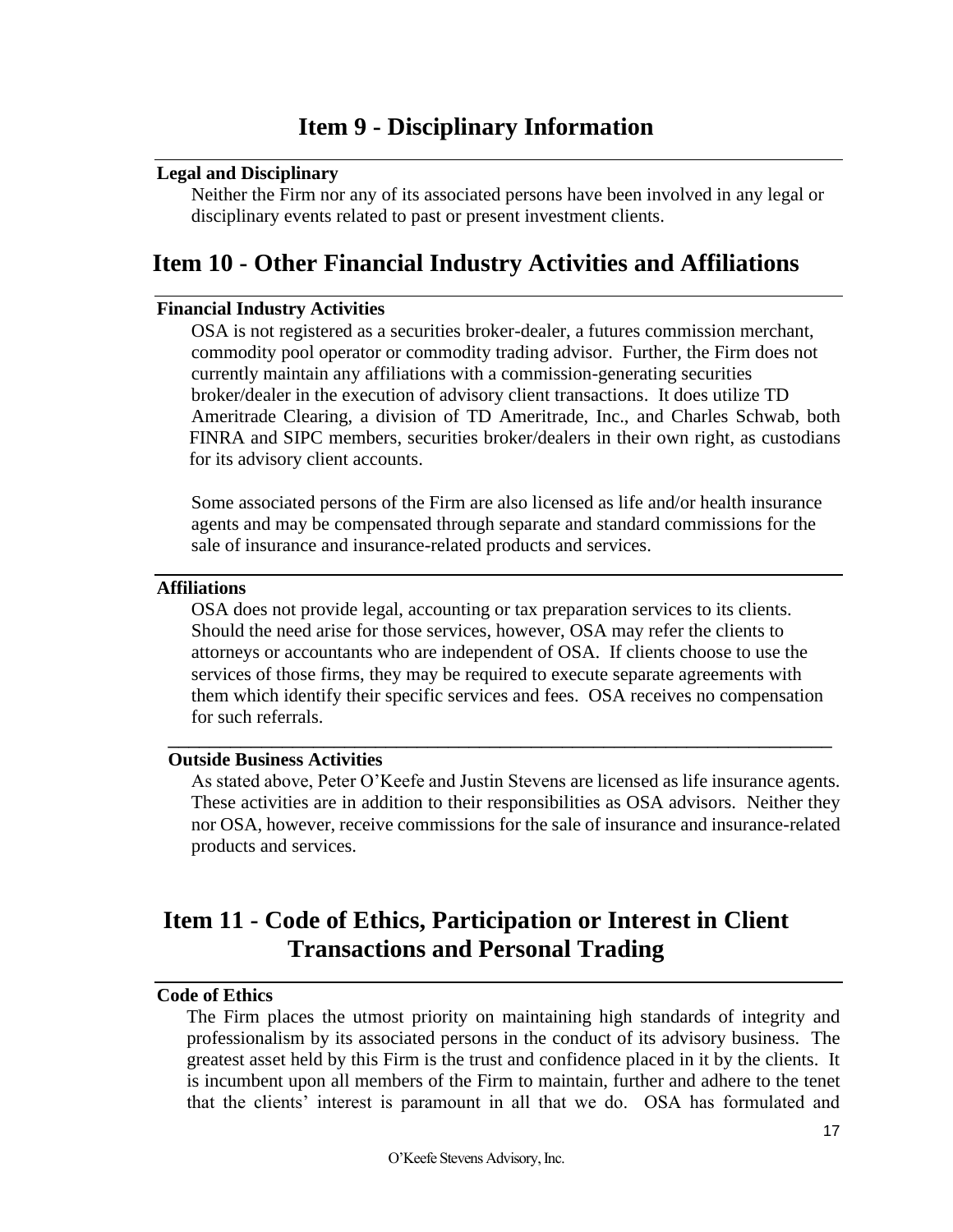# Item 9 - Disciplinary Information

**Legal and Disciplinary**

Neither the Firm nor any of its associated persons have been involved in any legal or disciplinary events related to past or present investment clients.

# Item 10 - Other Financial Industry Activities and Affiliations

**Financial Industry Activities**

OSA is not registered as a securities broker-dealer, a futures commission merchant, commodity pool operator or commodity trading advisor. Further, the Firm does not currently maintain any affiliations with a commission-generating securities broker/dealer in the execution of advisory client transactions. It does utilize TD Ameritrade Clearing, a division of TD Ameritrade, Inc., and Charles Schwab, both FINRA and SIPC members, securities broker/dealers in their own right, as custodians for its advisory client accounts.

Some associated persons of the Firm are also licensed as life and/or health insurance agents and may be compensated through separate and standard commissions for the sale of insurance and insurance-related products and services.

**Affiliations**

OSA does not provide legal, accounting or tax preparation services to its clients. Should the need arise for those services, however, OSA may refer the clients to attorneys or accountants who are independent of OSA. If clients choose to use the services of those firms, they may be required to execute separate agreements with them which identify their specific services and fees. OSA receives no compensation for such referrals.

**Outside Business Activities**

As stated above, Peter O'Keefe and Justin Stevens are licensed as life insurance agents. These activities are in addition to their responsibilities as OSA advisors. Neither they nor OSA, however, receive commissions for the sale of insurance and insurance-related products and services.

# Item 11 - Code of Ethics, Participation or Interest in Client Transactions and Personal Trading

**Code of Ethics**

The Firm places the utmost priority on maintaining high standards of integrity and professionalism by its associated persons in the conduct of its advisory business. The greatest asset held by this Firm is the trust and confidence placed in it by the clients. It is incumbent upon all members of the Firm to maintain, further and adhere to the tenet that the clients' interest is paramount in all that we do. OSA has formulated and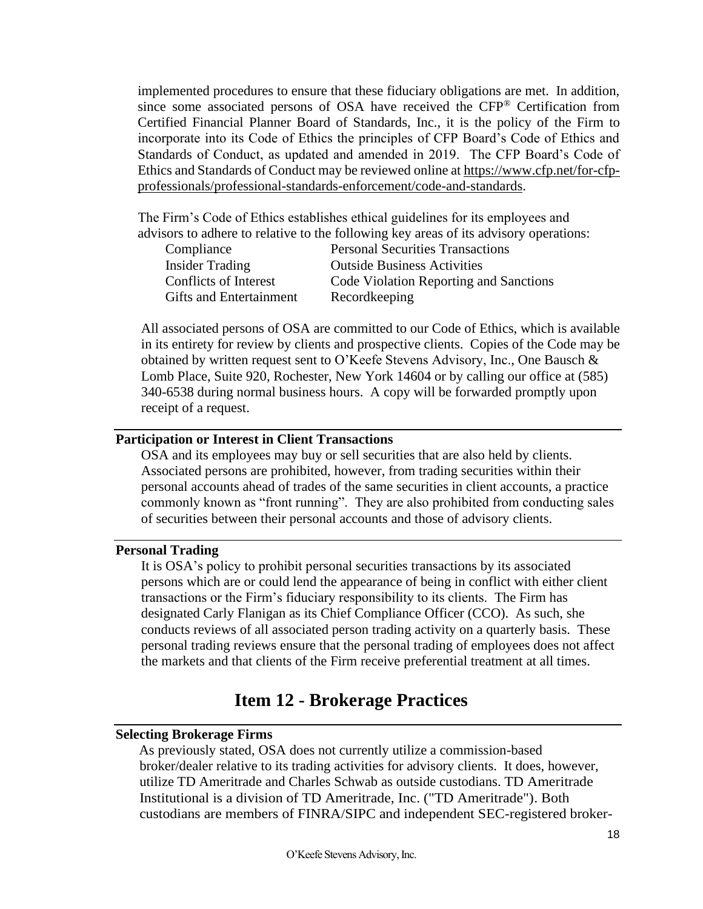implemented procedures to ensure that these fiduciary obligations are met. In addition, since some associated persons of OSA have received the CFP® Certification from Certified Financial Planner Board of Standards, Inc., it is the policy of the Firm to incorporate into its Code of Ethics the principles of CFP Board's Code of Ethics and Standards of Conduct, as updated and amended in 2019. The CFP Board's Code of Ethics and Standards of Conduct may be reviewed online at https://www.cfp.net/for-cfp-professionals/professional-standards-enforcement/code-and-standards.

The Firm's Code of Ethics establishes ethical guidelines for its employees and advisors to adhere to relative to the following key areas of its advisory operations:

| | |
|---|---|
| Compliance | Personal Securities Transactions |
| Insider Trading | Outside Business Activities |
| Conflicts of Interest | Code Violation Reporting and Sanctions |
| Gifts and Entertainment | Recordkeeping |

All associated persons of OSA are committed to our Code of Ethics, which is available in its entirety for review by clients and prospective clients. Copies of the Code may be obtained by written request sent to O'Keefe Stevens Advisory, Inc., One Bausch & Lomb Place, Suite 920, Rochester, New York 14604 or by calling our office at (585) 340-6538 during normal business hours. A copy will be forwarded promptly upon receipt of a request.

**Participation or Interest in Client Transactions**

OSA and its employees may buy or sell securities that are also held by clients. Associated persons are prohibited, however, from trading securities within their personal accounts ahead of trades of the same securities in client accounts, a practice commonly known as "front running". They are also prohibited from conducting sales of securities between their personal accounts and those of advisory clients.

**Personal Trading**

It is OSA's policy to prohibit personal securities transactions by its associated persons which are or could lend the appearance of being in conflict with either client transactions or the Firm's fiduciary responsibility to its clients. The Firm has designated Carly Flanigan as its Chief Compliance Officer (CCO). As such, she conducts reviews of all associated person trading activity on a quarterly basis. These personal trading reviews ensure that the personal trading of employees does not affect the markets and that clients of the Firm receive preferential treatment at all times.

# Item 12 - Brokerage Practices

**Selecting Brokerage Firms**

As previously stated, OSA does not currently utilize a commission-based broker/dealer relative to its trading activities for advisory clients. It does, however, utilize TD Ameritrade and Charles Schwab as outside custodians. TD Ameritrade Institutional is a division of TD Ameritrade, Inc. ("TD Ameritrade"). Both custodians are members of FINRA/SIPC and independent SEC-registered broker-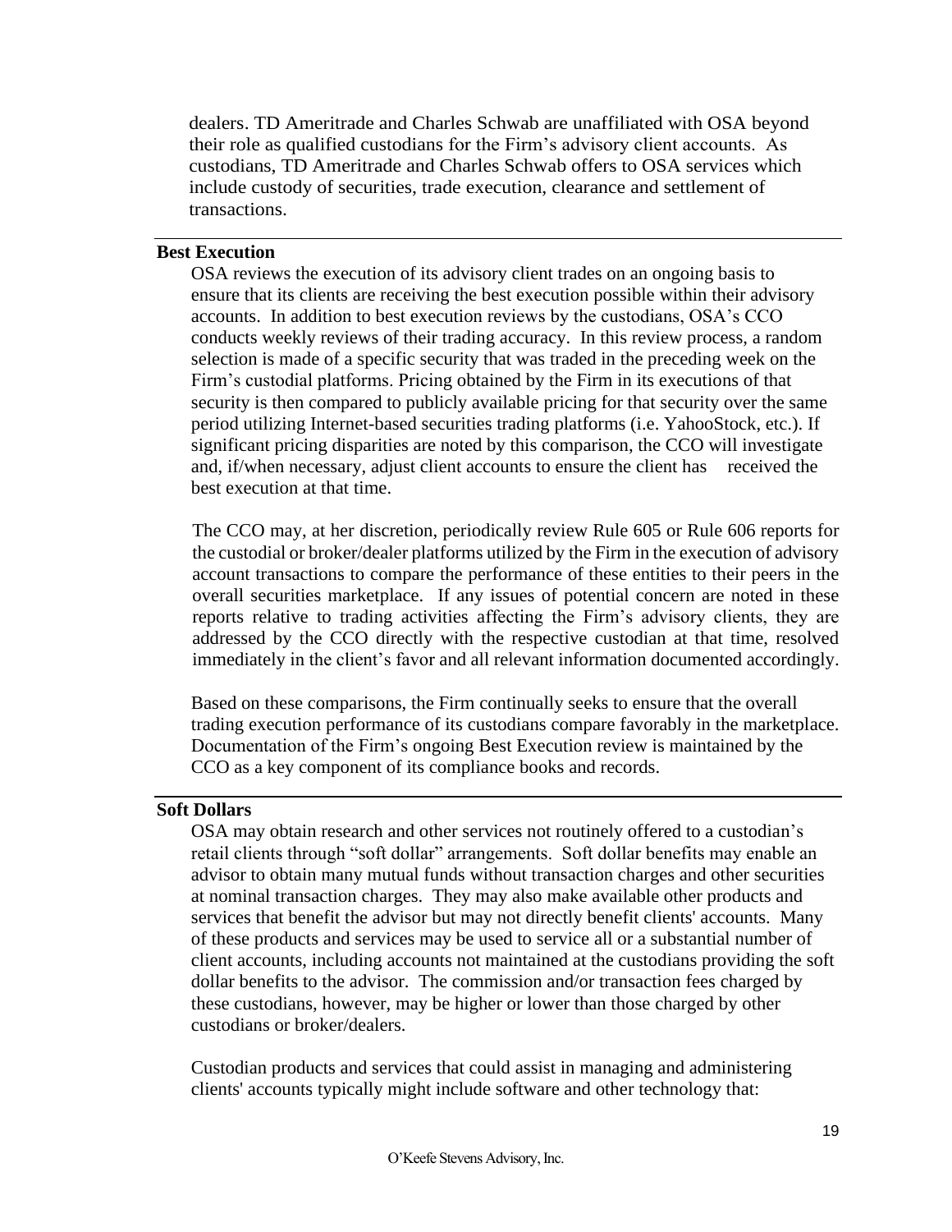dealers. TD Ameritrade and Charles Schwab are unaffiliated with OSA beyond their role as qualified custodians for the Firm's advisory client accounts. As custodians, TD Ameritrade and Charles Schwab offers to OSA services which include custody of securities, trade execution, clearance and settlement of transactions.

## Best Execution

OSA reviews the execution of its advisory client trades on an ongoing basis to ensure that its clients are receiving the best execution possible within their advisory accounts. In addition to best execution reviews by the custodians, OSA's CCO conducts weekly reviews of their trading accuracy. In this review process, a random selection is made of a specific security that was traded in the preceding week on the Firm's custodial platforms. Pricing obtained by the Firm in its executions of that security is then compared to publicly available pricing for that security over the same period utilizing Internet-based securities trading platforms (i.e. YahooStock, etc.). If significant pricing disparities are noted by this comparison, the CCO will investigate and, if/when necessary, adjust client accounts to ensure the client has received the best execution at that time.

The CCO may, at her discretion, periodically review Rule 605 or Rule 606 reports for the custodial or broker/dealer platforms utilized by the Firm in the execution of advisory account transactions to compare the performance of these entities to their peers in the overall securities marketplace. If any issues of potential concern are noted in these reports relative to trading activities affecting the Firm's advisory clients, they are addressed by the CCO directly with the respective custodian at that time, resolved immediately in the client's favor and all relevant information documented accordingly.

Based on these comparisons, the Firm continually seeks to ensure that the overall trading execution performance of its custodians compare favorably in the marketplace. Documentation of the Firm's ongoing Best Execution review is maintained by the CCO as a key component of its compliance books and records.

## Soft Dollars

OSA may obtain research and other services not routinely offered to a custodian's retail clients through "soft dollar" arrangements. Soft dollar benefits may enable an advisor to obtain many mutual funds without transaction charges and other securities at nominal transaction charges. They may also make available other products and services that benefit the advisor but may not directly benefit clients' accounts. Many of these products and services may be used to service all or a substantial number of client accounts, including accounts not maintained at the custodians providing the soft dollar benefits to the advisor. The commission and/or transaction fees charged by these custodians, however, may be higher or lower than those charged by other custodians or broker/dealers.

Custodian products and services that could assist in managing and administering clients' accounts typically might include software and other technology that: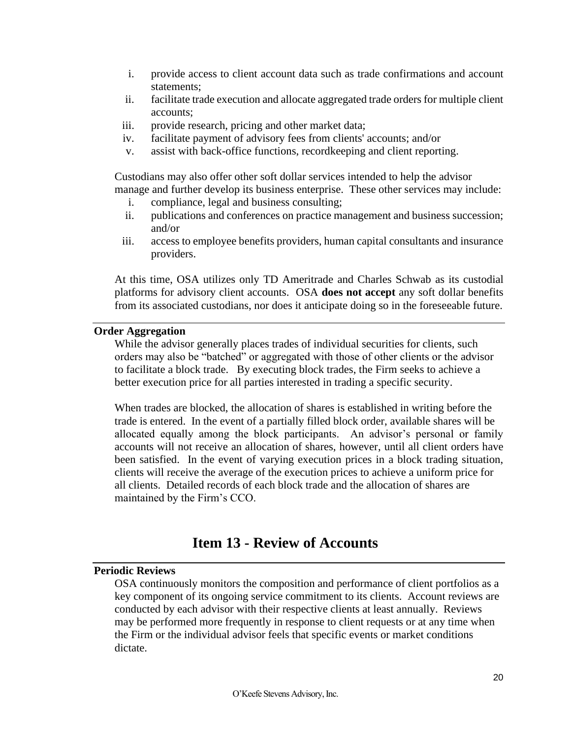i. provide access to client account data such as trade confirmations and account statements;
ii. facilitate trade execution and allocate aggregated trade orders for multiple client accounts;
iii. provide research, pricing and other market data;
iv. facilitate payment of advisory fees from clients' accounts; and/or
v. assist with back-office functions, recordkeeping and client reporting.

Custodians may also offer other soft dollar services intended to help the advisor manage and further develop its business enterprise. These other services may include:

i. compliance, legal and business consulting;
ii. publications and conferences on practice management and business succession; and/or
iii. access to employee benefits providers, human capital consultants and insurance providers.

At this time, OSA utilizes only TD Ameritrade and Charles Schwab as its custodial platforms for advisory client accounts. OSA **does not accept** any soft dollar benefits from its associated custodians, nor does it anticipate doing so in the foreseeable future.

**Order Aggregation**

While the advisor generally places trades of individual securities for clients, such orders may also be "batched" or aggregated with those of other clients or the advisor to facilitate a block trade. By executing block trades, the Firm seeks to achieve a better execution price for all parties interested in trading a specific security.

When trades are blocked, the allocation of shares is established in writing before the trade is entered. In the event of a partially filled block order, available shares will be allocated equally among the block participants. An advisor's personal or family accounts will not receive an allocation of shares, however, until all client orders have been satisfied. In the event of varying execution prices in a block trading situation, clients will receive the average of the execution prices to achieve a uniform price for all clients. Detailed records of each block trade and the allocation of shares are maintained by the Firm's CCO.

# Item 13 - Review of Accounts

**Periodic Reviews**

OSA continuously monitors the composition and performance of client portfolios as a key component of its ongoing service commitment to its clients. Account reviews are conducted by each advisor with their respective clients at least annually. Reviews may be performed more frequently in response to client requests or at any time when the Firm or the individual advisor feels that specific events or market conditions dictate.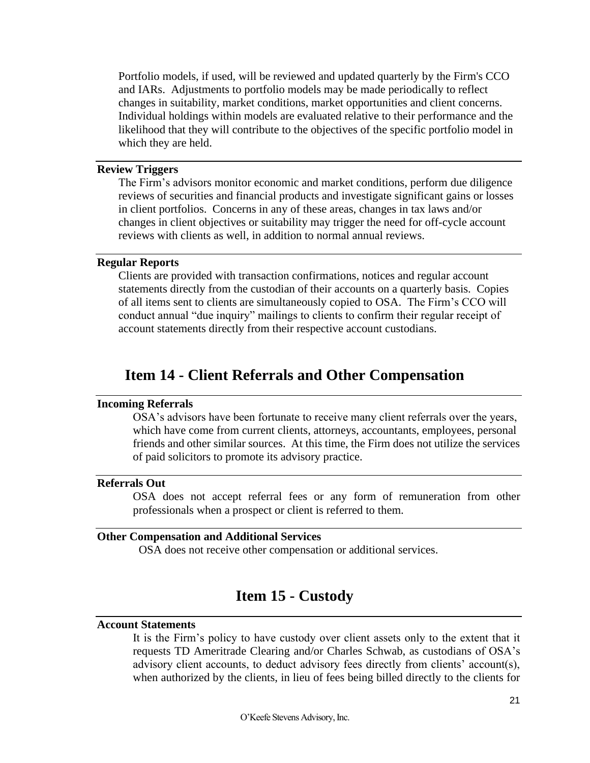Portfolio models, if used, will be reviewed and updated quarterly by the Firm's CCO and IARs. Adjustments to portfolio models may be made periodically to reflect changes in suitability, market conditions, market opportunities and client concerns. Individual holdings within models are evaluated relative to their performance and the likelihood that they will contribute to the objectives of the specific portfolio model in which they are held.

### Review Triggers

The Firm's advisors monitor economic and market conditions, perform due diligence reviews of securities and financial products and investigate significant gains or losses in client portfolios. Concerns in any of these areas, changes in tax laws and/or changes in client objectives or suitability may trigger the need for off-cycle account reviews with clients as well, in addition to normal annual reviews.

### Regular Reports

Clients are provided with transaction confirmations, notices and regular account statements directly from the custodian of their accounts on a quarterly basis. Copies of all items sent to clients are simultaneously copied to OSA. The Firm's CCO will conduct annual "due inquiry" mailings to clients to confirm their regular receipt of account statements directly from their respective account custodians.

## Item 14 - Client Referrals and Other Compensation

### Incoming Referrals

OSA's advisors have been fortunate to receive many client referrals over the years, which have come from current clients, attorneys, accountants, employees, personal friends and other similar sources. At this time, the Firm does not utilize the services of paid solicitors to promote its advisory practice.

### Referrals Out

OSA does not accept referral fees or any form of remuneration from other professionals when a prospect or client is referred to them.

### Other Compensation and Additional Services

OSA does not receive other compensation or additional services.

## Item 15 - Custody

### Account Statements

It is the Firm's policy to have custody over client assets only to the extent that it requests TD Ameritrade Clearing and/or Charles Schwab, as custodians of OSA's advisory client accounts, to deduct advisory fees directly from clients' account(s), when authorized by the clients, in lieu of fees being billed directly to the clients for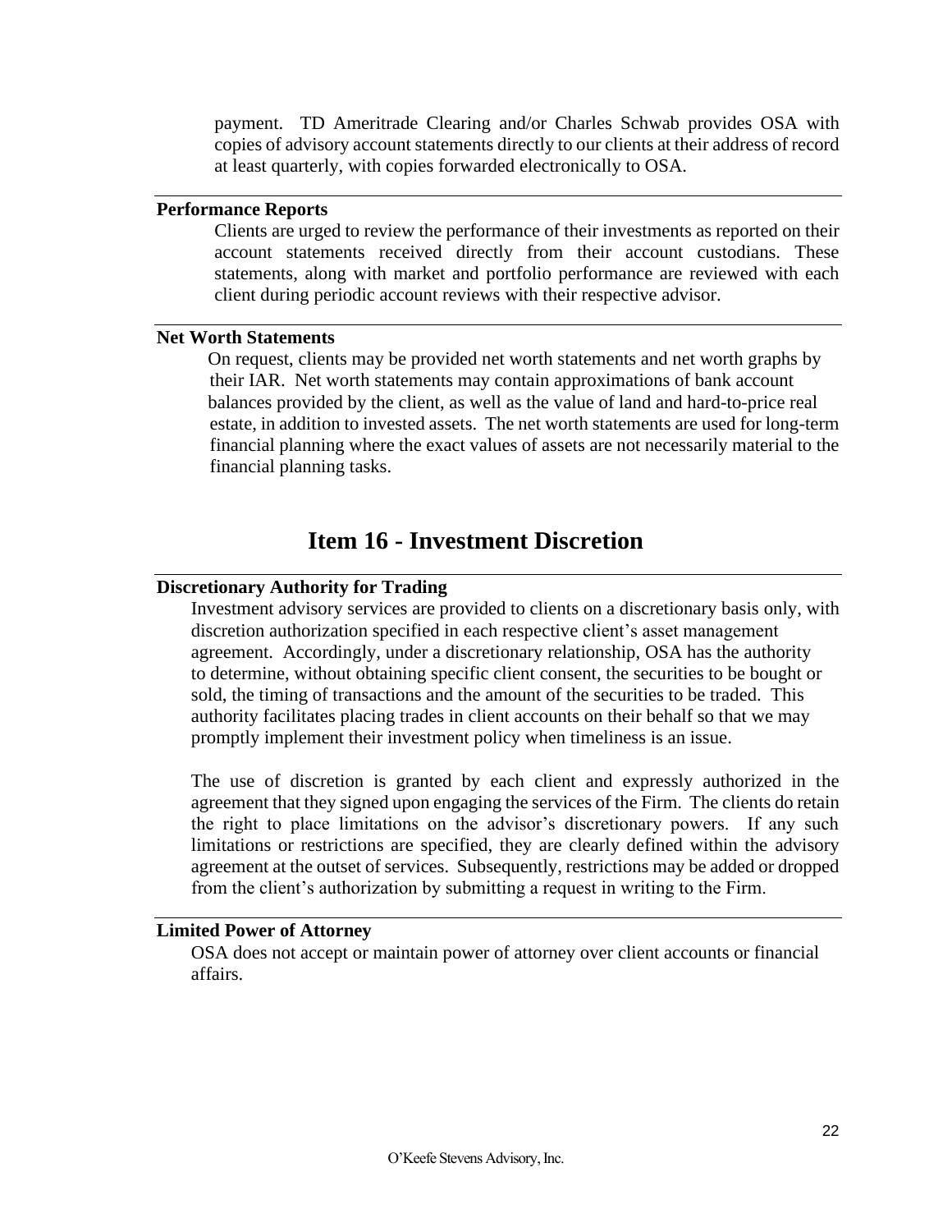payment. TD Ameritrade Clearing and/or Charles Schwab provides OSA with copies of advisory account statements directly to our clients at their address of record at least quarterly, with copies forwarded electronically to OSA.

**Performance Reports**

Clients are urged to review the performance of their investments as reported on their account statements received directly from their account custodians. These statements, along with market and portfolio performance are reviewed with each client during periodic account reviews with their respective advisor.

**Net Worth Statements**

On request, clients may be provided net worth statements and net worth graphs by their IAR. Net worth statements may contain approximations of bank account balances provided by the client, as well as the value of land and hard-to-price real estate, in addition to invested assets. The net worth statements are used for long-term financial planning where the exact values of assets are not necessarily material to the financial planning tasks.

# Item 16 - Investment Discretion

**Discretionary Authority for Trading**

Investment advisory services are provided to clients on a discretionary basis only, with discretion authorization specified in each respective client's asset management agreement. Accordingly, under a discretionary relationship, OSA has the authority to determine, without obtaining specific client consent, the securities to be bought or sold, the timing of transactions and the amount of the securities to be traded. This authority facilitates placing trades in client accounts on their behalf so that we may promptly implement their investment policy when timeliness is an issue.

The use of discretion is granted by each client and expressly authorized in the agreement that they signed upon engaging the services of the Firm. The clients do retain the right to place limitations on the advisor's discretionary powers. If any such limitations or restrictions are specified, they are clearly defined within the advisory agreement at the outset of services. Subsequently, restrictions may be added or dropped from the client's authorization by submitting a request in writing to the Firm.

**Limited Power of Attorney**

OSA does not accept or maintain power of attorney over client accounts or financial affairs.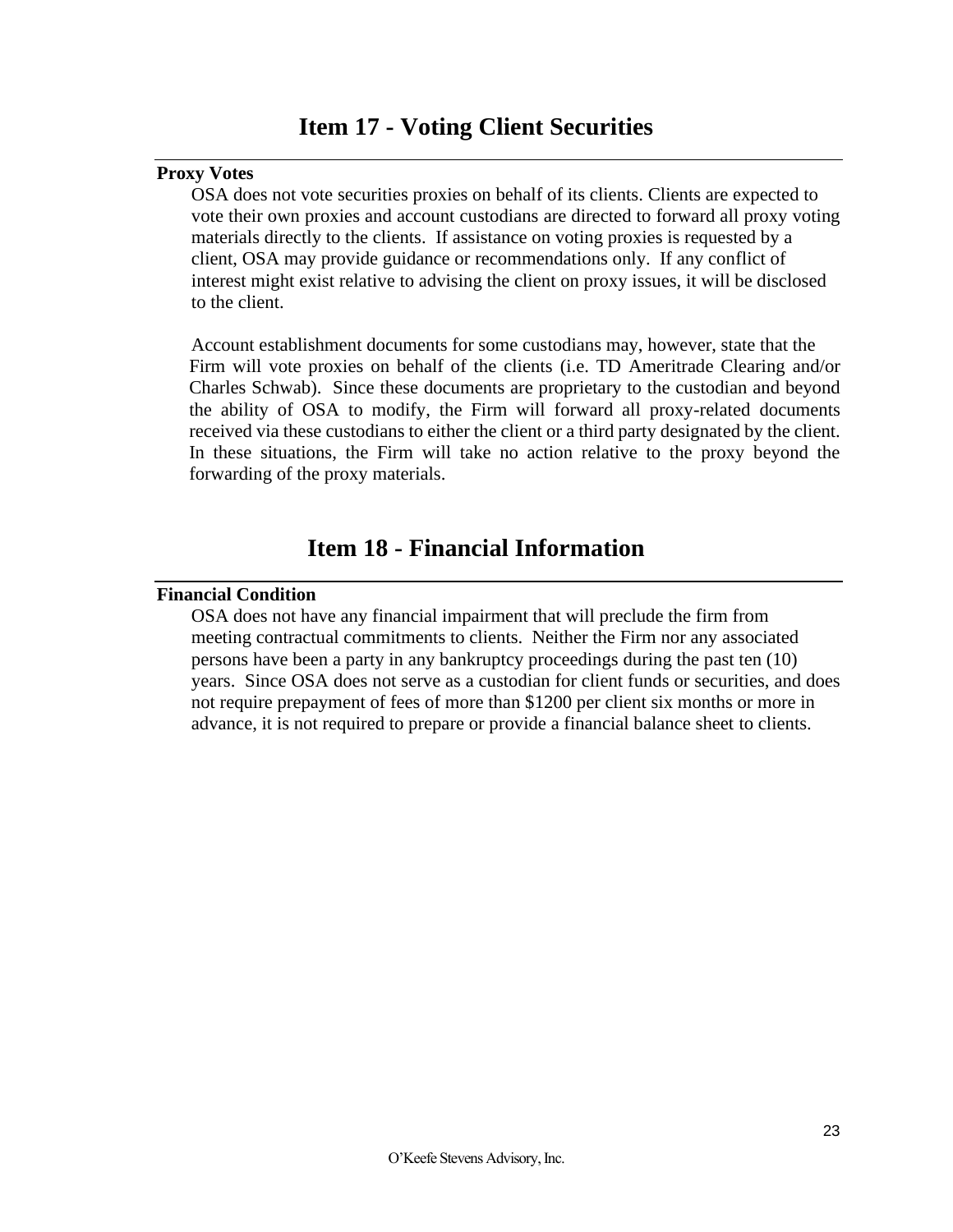# Item 17 - Voting Client Securities

**Proxy Votes**

OSA does not vote securities proxies on behalf of its clients. Clients are expected to vote their own proxies and account custodians are directed to forward all proxy voting materials directly to the clients. If assistance on voting proxies is requested by a client, OSA may provide guidance or recommendations only. If any conflict of interest might exist relative to advising the client on proxy issues, it will be disclosed to the client.

Account establishment documents for some custodians may, however, state that the Firm will vote proxies on behalf of the clients (i.e. TD Ameritrade Clearing and/or Charles Schwab). Since these documents are proprietary to the custodian and beyond the ability of OSA to modify, the Firm will forward all proxy-related documents received via these custodians to either the client or a third party designated by the client. In these situations, the Firm will take no action relative to the proxy beyond the forwarding of the proxy materials.

# Item 18 - Financial Information

**Financial Condition**

OSA does not have any financial impairment that will preclude the firm from meeting contractual commitments to clients. Neither the Firm nor any associated persons have been a party in any bankruptcy proceedings during the past ten (10) years. Since OSA does not serve as a custodian for client funds or securities, and does not require prepayment of fees of more than $1200 per client six months or more in advance, it is not required to prepare or provide a financial balance sheet to clients.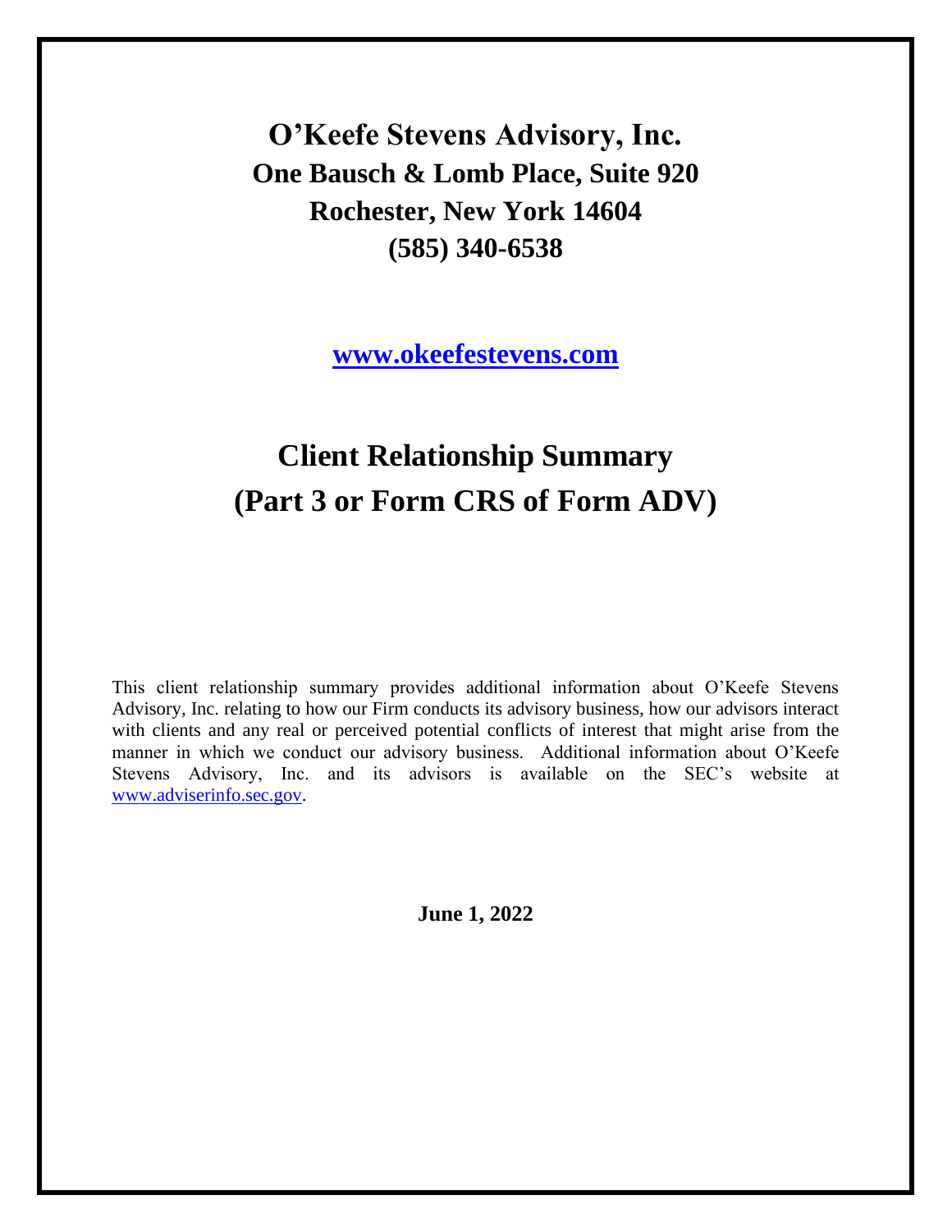# O'Keefe Stevens Advisory, Inc.

## One Bausch & Lomb Place, Suite 920

## Rochester, New York 14604

## (585) 340-6538

**[www.okeefestevens.com](http://www.okeefestevens.com)**

# Client Relationship Summary
# (Part 3 or Form CRS of Form ADV)

This client relationship summary provides additional information about O'Keefe Stevens Advisory, Inc. relating to how our Firm conducts its advisory business, how our advisors interact with clients and any real or perceived potential conflicts of interest that might arise from the manner in which we conduct our advisory business. Additional information about O'Keefe Stevens Advisory, Inc. and its advisors is available on the SEC's website at [www.adviserinfo.sec.gov](http://www.adviserinfo.sec.gov).

**June 1, 2022**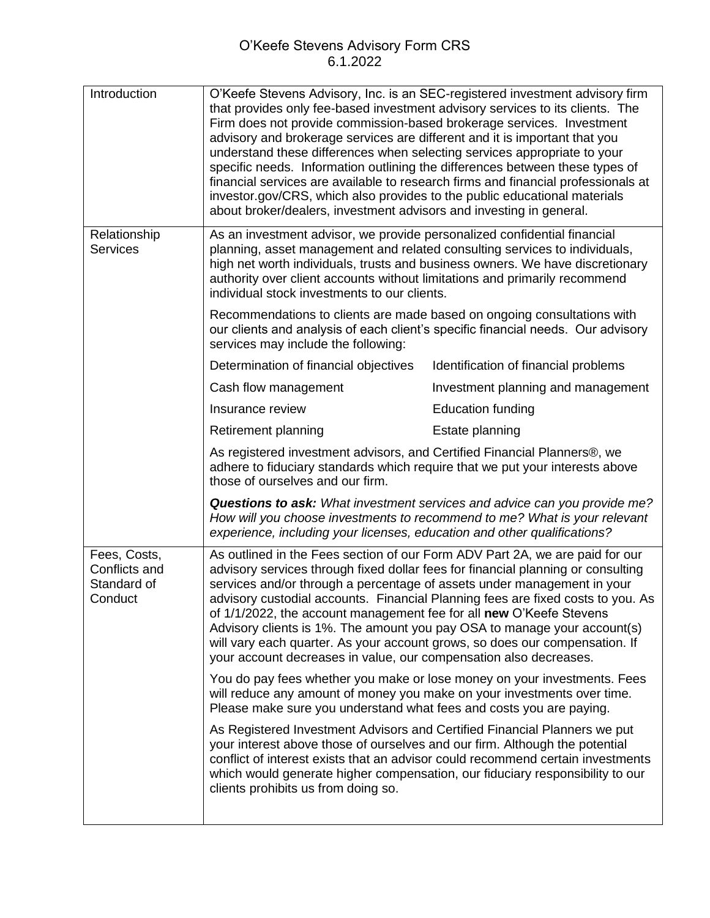# O'Keefe Stevens Advisory Form CRS
6.1.2022

| | |
|---|---|
| Introduction | O'Keefe Stevens Advisory, Inc. is an SEC-registered investment advisory firm that provides only fee-based investment advisory services to its clients. The Firm does not provide commission-based brokerage services. Investment advisory and brokerage services are different and it is important that you understand these differences when selecting services appropriate to your specific needs. Information outlining the differences between these types of financial services are available to research firms and financial professionals at investor.gov/CRS, which also provides to the public educational materials about broker/dealers, investment advisors and investing in general. |
| Relationship Services | As an investment advisor, we provide personalized confidential financial planning, asset management and related consulting services to individuals, high net worth individuals, trusts and business owners. We have discretionary authority over client accounts without limitations and primarily recommend individual stock investments to our clients.<br><br>Recommendations to clients are made based on ongoing consultations with our clients and analysis of each client's specific financial needs. Our advisory services may include the following:<br><br>Determination of financial objectives; Identification of financial problems; Cash flow management; Investment planning and management; Insurance review; Education funding; Retirement planning; Estate planning<br><br>As registered investment advisors, and Certified Financial Planners®, we adhere to fiduciary standards which require that we put your interests above those of ourselves and our firm.<br><br>***Questions to ask:*** *What investment services and advice can you provide me? How will you choose investments to recommend to me? What is your relevant experience, including your licenses, education and other qualifications?* |
| Fees, Costs, Conflicts and Standard of Conduct | As outlined in the Fees section of our Form ADV Part 2A, we are paid for our advisory services through fixed dollar fees for financial planning or consulting services and/or through a percentage of assets under management in your advisory custodial accounts. Financial Planning fees are fixed costs to you. As of 1/1/2022, the account management fee for all **new** O'Keefe Stevens Advisory clients is 1%. The amount you pay OSA to manage your account(s) will vary each quarter. As your account grows, so does our compensation. If your account decreases in value, our compensation also decreases.<br><br>You do pay fees whether you make or lose money on your investments. Fees will reduce any amount of money you make on your investments over time. Please make sure you understand what fees and costs you are paying.<br><br>As Registered Investment Advisors and Certified Financial Planners we put your interest above those of ourselves and our firm. Although the potential conflict of interest exists that an advisor could recommend certain investments which would generate higher compensation, our fiduciary responsibility to our clients prohibits us from doing so. |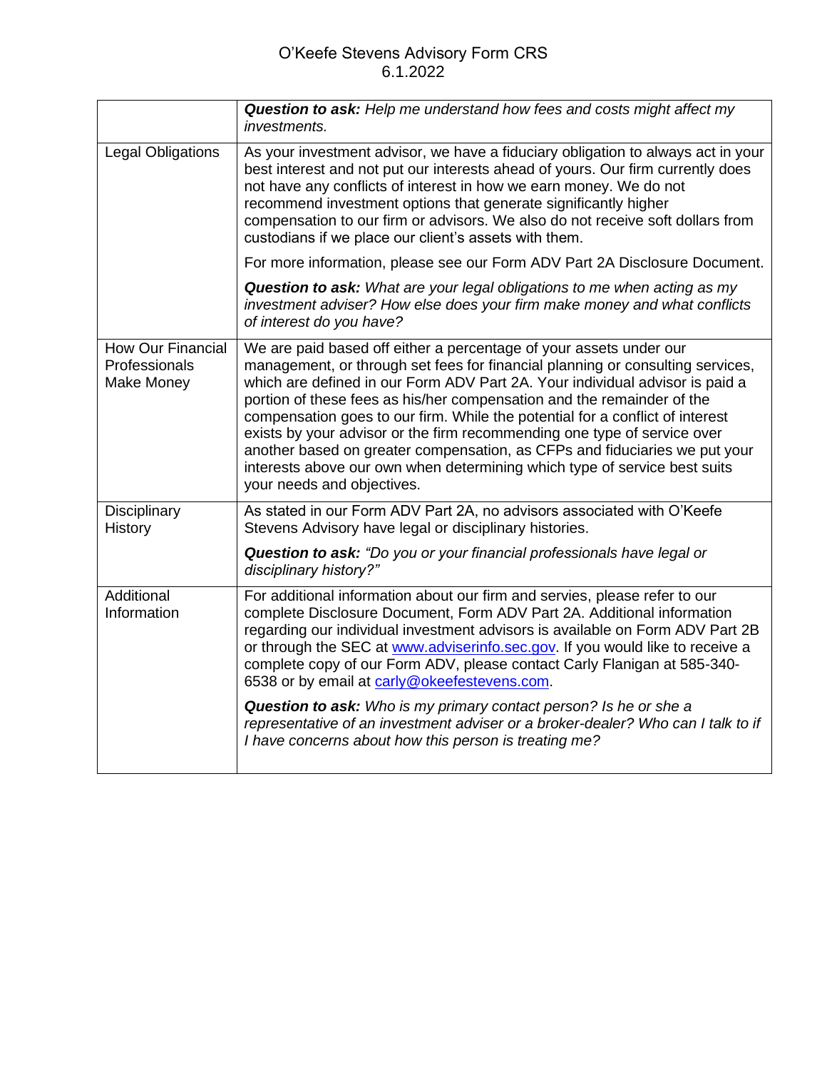| | |
|---|---|
| | ***Question to ask:*** *Help me understand how fees and costs might affect my investments.* |
| Legal Obligations | As your investment advisor, we have a fiduciary obligation to always act in your best interest and not put our interests ahead of yours. Our firm currently does not have any conflicts of interest in how we earn money. We do not recommend investment options that generate significantly higher compensation to our firm or advisors. We also do not receive soft dollars from custodians if we place our client's assets with them.<br><br>For more information, please see our Form ADV Part 2A Disclosure Document.<br><br>***Question to ask:*** *What are your legal obligations to me when acting as my investment adviser? How else does your firm make money and what conflicts of interest do you have?* |
| How Our Financial Professionals Make Money | We are paid based off either a percentage of your assets under our management, or through set fees for financial planning or consulting services, which are defined in our Form ADV Part 2A. Your individual advisor is paid a portion of these fees as his/her compensation and the remainder of the compensation goes to our firm. While the potential for a conflict of interest exists by your advisor or the firm recommending one type of service over another based on greater compensation, as CFPs and fiduciaries we put your interests above our own when determining which type of service best suits your needs and objectives. |
| Disciplinary History | As stated in our Form ADV Part 2A, no advisors associated with O'Keefe Stevens Advisory have legal or disciplinary histories.<br><br>***Question to ask:*** *"Do you or your financial professionals have legal or disciplinary history?"* |
| Additional Information | For additional information about our firm and servies, please refer to our complete Disclosure Document, Form ADV Part 2A. Additional information regarding our individual investment advisors is available on Form ADV Part 2B or through the SEC at [www.adviserinfo.sec.gov](http://www.adviserinfo.sec.gov). If you would like to receive a complete copy of our Form ADV, please contact Carly Flanigan at 585-340-6538 or by email at [carly@okeefestevens.com](mailto:carly@okeefestevens.com).<br><br>***Question to ask:*** *Who is my primary contact person? Is he or she a representative of an investment adviser or a broker-dealer? Who can I talk to if I have concerns about how this person is treating me?* |